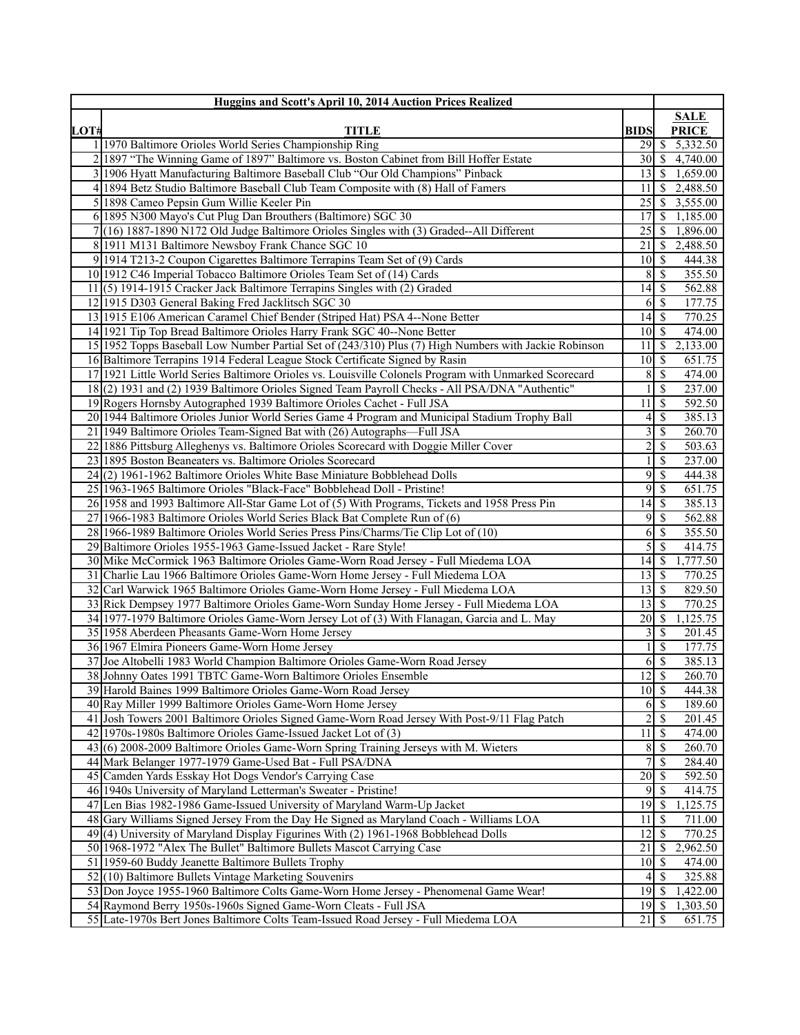| Huggins and Scott's April 10, 2014 Auction Prices Realized | | | |
|---|---|---|---|
| **LOT#** | **TITLE** | **BIDS** | **SALE PRICE** |
| 1 | 1970 Baltimore Orioles World Series Championship Ring | 29 | $ 5,332.50 |
| 2 | 1897 "The Winning Game of 1897" Baltimore vs. Boston Cabinet from Bill Hoffer Estate | 30 | $ 4,740.00 |
| 3 | 1906 Hyatt Manufacturing Baltimore Baseball Club "Our Old Champions" Pinback | 13 | $ 1,659.00 |
| 4 | 1894 Betz Studio Baltimore Baseball Club Team Composite with (8) Hall of Famers | 11 | $ 2,488.50 |
| 5 | 1898 Cameo Pepsin Gum Willie Keeler Pin | 25 | $ 3,555.00 |
| 6 | 1895 N300 Mayo's Cut Plug Dan Brouthers (Baltimore) SGC 30 | 17 | $ 1,185.00 |
| 7 | (16) 1887-1890 N172 Old Judge Baltimore Orioles Singles with (3) Graded--All Different | 25 | $ 1,896.00 |
| 8 | 1911 M131 Baltimore Newsboy Frank Chance SGC 10 | 21 | $ 2,488.50 |
| 9 | 1914 T213-2 Coupon Cigarettes Baltimore Terrapins Team Set of (9) Cards | 10 | $ 444.38 |
| 10 | 1912 C46 Imperial Tobacco Baltimore Orioles Team Set of (14) Cards | 8 | $ 355.50 |
| 11 | (5) 1914-1915 Cracker Jack Baltimore Terrapins Singles with (2) Graded | 14 | $ 562.88 |
| 12 | 1915 D303 General Baking Fred Jacklitsch SGC 30 | 6 | $ 177.75 |
| 13 | 1915 E106 American Caramel Chief Bender (Striped Hat) PSA 4--None Better | 14 | $ 770.25 |
| 14 | 1921 Tip Top Bread Baltimore Orioles Harry Frank SGC 40--None Better | 10 | $ 474.00 |
| 15 | 1952 Topps Baseball Low Number Partial Set of (243/310) Plus (7) High Numbers with Jackie Robinson | 11 | $ 2,133.00 |
| 16 | Baltimore Terrapins 1914 Federal League Stock Certificate Signed by Rasin | 10 | $ 651.75 |
| 17 | 1921 Little World Series Baltimore Orioles vs. Louisville Colonels Program with Unmarked Scorecard | 8 | $ 474.00 |
| 18 | (2) 1931 and (2) 1939 Baltimore Orioles Signed Team Payroll Checks - All PSA/DNA "Authentic" | 1 | $ 237.00 |
| 19 | Rogers Hornsby Autographed 1939 Baltimore Orioles Cachet - Full JSA | 11 | $ 592.50 |
| 20 | 1944 Baltimore Orioles Junior World Series Game 4 Program and Municipal Stadium Trophy Ball | 4 | $ 385.13 |
| 21 | 1949 Baltimore Orioles Team-Signed Bat with (26) Autographs—Full JSA | 3 | $ 260.70 |
| 22 | 1886 Pittsburg Alleghenys vs. Baltimore Orioles Scorecard with Doggie Miller Cover | 2 | $ 503.63 |
| 23 | 1895 Boston Beaneaters vs. Baltimore Orioles Scorecard | 1 | $ 237.00 |
| 24 | (2) 1961-1962 Baltimore Orioles White Base Miniature Bobblehead Dolls | 9 | $ 444.38 |
| 25 | 1963-1965 Baltimore Orioles "Black-Face" Bobblehead Doll - Pristine! | 9 | $ 651.75 |
| 26 | 1958 and 1993 Baltimore All-Star Game Lot of (5) With Programs, Tickets and 1958 Press Pin | 14 | $ 385.13 |
| 27 | 1966-1983 Baltimore Orioles World Series Black Bat Complete Run of (6) | 9 | $ 562.88 |
| 28 | 1966-1989 Baltimore Orioles World Series Press Pins/Charms/Tie Clip Lot of (10) | 6 | $ 355.50 |
| 29 | Baltimore Orioles 1955-1963 Game-Issued Jacket - Rare Style! | 5 | $ 414.75 |
| 30 | Mike McCormick 1963 Baltimore Orioles Game-Worn Road Jersey - Full Miedema LOA | 14 | $ 1,777.50 |
| 31 | Charlie Lau 1966 Baltimore Orioles Game-Worn Home Jersey - Full Miedema LOA | 13 | $ 770.25 |
| 32 | Carl Warwick 1965 Baltimore Orioles Game-Worn Home Jersey - Full Miedema LOA | 13 | $ 829.50 |
| 33 | Rick Dempsey 1977 Baltimore Orioles Game-Worn Sunday Home Jersey - Full Miedema LOA | 13 | $ 770.25 |
| 34 | 1977-1979 Baltimore Orioles Game-Worn Jersey Lot of (3) With Flanagan, Garcia and L. May | 20 | $ 1,125.75 |
| 35 | 1958 Aberdeen Pheasants Game-Worn Home Jersey | 3 | $ 201.45 |
| 36 | 1967 Elmira Pioneers Game-Worn Home Jersey | 1 | $ 177.75 |
| 37 | Joe Altobelli 1983 World Champion Baltimore Orioles Game-Worn Road Jersey | 6 | $ 385.13 |
| 38 | Johnny Oates 1991 TBTC Game-Worn Baltimore Orioles Ensemble | 12 | $ 260.70 |
| 39 | Harold Baines 1999 Baltimore Orioles Game-Worn Road Jersey | 10 | $ 444.38 |
| 40 | Ray Miller 1999 Baltimore Orioles Game-Worn Home Jersey | 6 | $ 189.60 |
| 41 | Josh Towers 2001 Baltimore Orioles Signed Game-Worn Road Jersey With Post-9/11 Flag Patch | 2 | $ 201.45 |
| 42 | 1970s-1980s Baltimore Orioles Game-Issued Jacket Lot of (3) | 11 | $ 474.00 |
| 43 | (6) 2008-2009 Baltimore Orioles Game-Worn Spring Training Jerseys with M. Wieters | 8 | $ 260.70 |
| 44 | Mark Belanger 1977-1979 Game-Used Bat - Full PSA/DNA | 7 | $ 284.40 |
| 45 | Camden Yards Esskay Hot Dogs Vendor's Carrying Case | 20 | $ 592.50 |
| 46 | 1940s University of Maryland Letterman's Sweater - Pristine! | 9 | $ 414.75 |
| 47 | Len Bias 1982-1986 Game-Issued University of Maryland Warm-Up Jacket | 19 | $ 1,125.75 |
| 48 | Gary Williams Signed Jersey From the Day He Signed as Maryland Coach - Williams LOA | 11 | $ 711.00 |
| 49 | (4) University of Maryland Display Figurines With (2) 1961-1968 Bobblehead Dolls | 12 | $ 770.25 |
| 50 | 1968-1972 "Alex The Bullet" Baltimore Bullets Mascot Carrying Case | 21 | $ 2,962.50 |
| 51 | 1959-60 Buddy Jeanette Baltimore Bullets Trophy | 10 | $ 474.00 |
| 52 | (10) Baltimore Bullets Vintage Marketing Souvenirs | 4 | $ 325.88 |
| 53 | Don Joyce 1955-1960 Baltimore Colts Game-Worn Home Jersey - Phenomenal Game Wear! | 19 | $ 1,422.00 |
| 54 | Raymond Berry 1950s-1960s Signed Game-Worn Cleats - Full JSA | 19 | $ 1,303.50 |
| 55 | Late-1970s Bert Jones Baltimore Colts Team-Issued Road Jersey - Full Miedema LOA | 21 | $ 651.75 |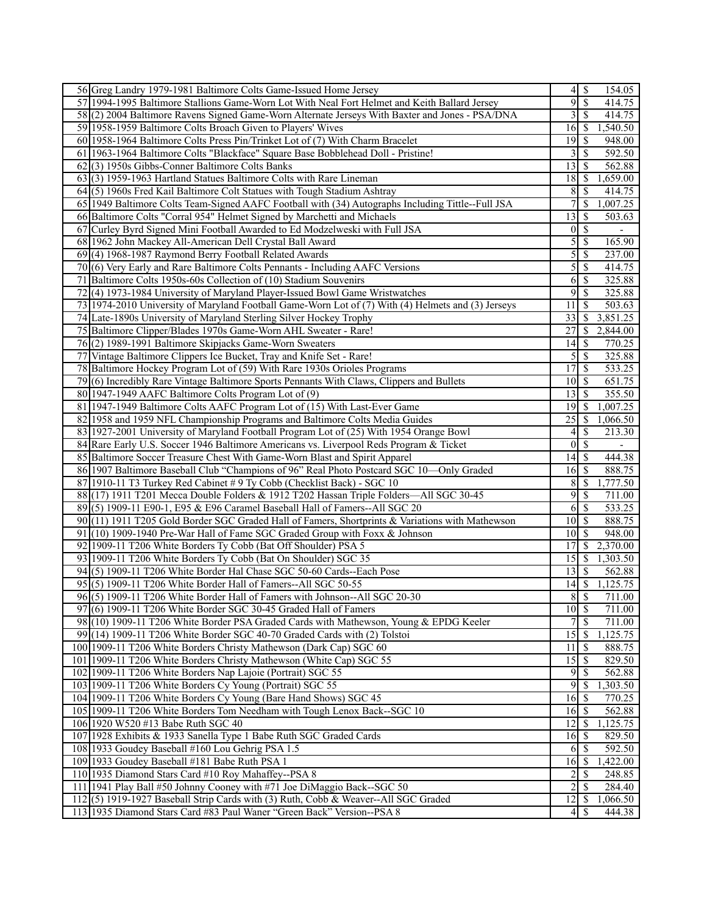| | | | | |
|---|---|---|---|---|
| 56 | Greg Landry 1979-1981 Baltimore Colts Game-Issued Home Jersey | 4 | $ | 154.05 |
| 57 | 1994-1995 Baltimore Stallions Game-Worn Lot With Neal Fort Helmet and Keith Ballard Jersey | 9 | $ | 414.75 |
| 58 | (2) 2004 Baltimore Ravens Signed Game-Worn Alternate Jerseys With Baxter and Jones - PSA/DNA | 3 | $ | 414.75 |
| 59 | 1958-1959 Baltimore Colts Broach Given to Players' Wives | 16 | $ | 1,540.50 |
| 60 | 1958-1964 Baltimore Colts Press Pin/Trinket Lot of (7) With Charm Bracelet | 19 | $ | 948.00 |
| 61 | 1963-1964 Baltimore Colts "Blackface" Square Base Bobblehead Doll - Pristine! | 3 | $ | 592.50 |
| 62 | (3) 1950s Gibbs-Conner Baltimore Colts Banks | 13 | $ | 562.88 |
| 63 | (3) 1959-1963 Hartland Statues Baltimore Colts with Rare Lineman | 18 | $ | 1,659.00 |
| 64 | (5) 1960s Fred Kail Baltimore Colt Statues with Tough Stadium Ashtray | 8 | $ | 414.75 |
| 65 | 1949 Baltimore Colts Team-Signed AAFC Football with (34) Autographs Including Tittle--Full JSA | 7 | $ | 1,007.25 |
| 66 | Baltimore Colts "Corral 954" Helmet Signed by Marchetti and Michaels | 13 | $ | 503.63 |
| 67 | Curley Byrd Signed Mini Football Awarded to Ed Modzelweski with Full JSA | 0 | $ | - |
| 68 | 1962 John Mackey All-American Dell Crystal Ball Award | 5 | $ | 165.90 |
| 69 | (4) 1968-1987 Raymond Berry Football Related Awards | 5 | $ | 237.00 |
| 70 | (6) Very Early and Rare Baltimore Colts Pennants - Including AAFC Versions | 5 | $ | 414.75 |
| 71 | Baltimore Colts 1950s-60s Collection of (10) Stadium Souvenirs | 6 | $ | 325.88 |
| 72 | (4) 1973-1984 University of Maryland Player-Issued Bowl Game Wristwatches | 9 | $ | 325.88 |
| 73 | 1974-2010 University of Maryland Football Game-Worn Lot of (7) With (4) Helmets and (3) Jerseys | 11 | $ | 503.63 |
| 74 | Late-1890s University of Maryland Sterling Silver Hockey Trophy | 33 | $ | 3,851.25 |
| 75 | Baltimore Clipper/Blades 1970s Game-Worn AHL Sweater - Rare! | 27 | $ | 2,844.00 |
| 76 | (2) 1989-1991 Baltimore Skipjacks Game-Worn Sweaters | 14 | $ | 770.25 |
| 77 | Vintage Baltimore Clippers Ice Bucket, Tray and Knife Set - Rare! | 5 | $ | 325.88 |
| 78 | Baltimore Hockey Program Lot of (59) With Rare 1930s Orioles Programs | 17 | $ | 533.25 |
| 79 | (6) Incredibly Rare Vintage Baltimore Sports Pennants With Claws, Clippers and Bullets | 10 | $ | 651.75 |
| 80 | 1947-1949 AAFC Baltimore Colts Program Lot of (9) | 13 | $ | 355.50 |
| 81 | 1947-1949 Baltimore Colts AAFC Program Lot of (15) With Last-Ever Game | 19 | $ | 1,007.25 |
| 82 | 1958 and 1959 NFL Championship Programs and Baltimore Colts Media Guides | 25 | $ | 1,066.50 |
| 83 | 1927-2001 University of Maryland Football Program Lot of (25) With 1954 Orange Bowl | 4 | $ | 213.30 |
| 84 | Rare Early U.S. Soccer 1946 Baltimore Americans vs. Liverpool Reds Program & Ticket | 0 | $ | - |
| 85 | Baltimore Soccer Treasure Chest With Game-Worn Blast and Spirit Apparel | 14 | $ | 444.38 |
| 86 | 1907 Baltimore Baseball Club "Champions of 96" Real Photo Postcard SGC 10—Only Graded | 16 | $ | 888.75 |
| 87 | 1910-11 T3 Turkey Red Cabinet # 9 Ty Cobb (Checklist Back) - SGC 10 | 8 | $ | 1,777.50 |
| 88 | (17) 1911 T201 Mecca Double Folders & 1912 T202 Hassan Triple Folders—All SGC 30-45 | 9 | $ | 711.00 |
| 89 | (5) 1909-11 E90-1, E95 & E96 Caramel Baseball Hall of Famers--All SGC 20 | 6 | $ | 533.25 |
| 90 | (11) 1911 T205 Gold Border SGC Graded Hall of Famers, Shortprints & Variations with Mathewson | 10 | $ | 888.75 |
| 91 | (10) 1909-1940 Pre-War Hall of Fame SGC Graded Group with Foxx & Johnson | 10 | $ | 948.00 |
| 92 | 1909-11 T206 White Borders Ty Cobb (Bat Off Shoulder) PSA 5 | 17 | $ | 2,370.00 |
| 93 | 1909-11 T206 White Borders Ty Cobb (Bat On Shoulder) SGC 35 | 15 | $ | 1,303.50 |
| 94 | (5) 1909-11 T206 White Border Hal Chase SGC 50-60 Cards--Each Pose | 13 | $ | 562.88 |
| 95 | (5) 1909-11 T206 White Border Hall of Famers--All SGC 50-55 | 14 | $ | 1,125.75 |
| 96 | (5) 1909-11 T206 White Border Hall of Famers with Johnson--All SGC 20-30 | 8 | $ | 711.00 |
| 97 | (6) 1909-11 T206 White Border SGC 30-45 Graded Hall of Famers | 10 | $ | 711.00 |
| 98 | (10) 1909-11 T206 White Border PSA Graded Cards with Mathewson, Young & EPDG Keeler | 7 | $ | 711.00 |
| 99 | (14) 1909-11 T206 White Border SGC 40-70 Graded Cards with (2) Tolstoi | 15 | $ | 1,125.75 |
| 100 | 1909-11 T206 White Borders Christy Mathewson (Dark Cap) SGC 60 | 11 | $ | 888.75 |
| 101 | 1909-11 T206 White Borders Christy Mathewson (White Cap) SGC 55 | 15 | $ | 829.50 |
| 102 | 1909-11 T206 White Borders Nap Lajoie (Portrait) SGC 55 | 9 | $ | 562.88 |
| 103 | 1909-11 T206 White Borders Cy Young (Portrait) SGC 55 | 9 | $ | 1,303.50 |
| 104 | 1909-11 T206 White Borders Cy Young (Bare Hand Shows) SGC 45 | 16 | $ | 770.25 |
| 105 | 1909-11 T206 White Borders Tom Needham with Tough Lenox Back--SGC 10 | 16 | $ | 562.88 |
| 106 | 1920 W520 #13 Babe Ruth SGC 40 | 12 | $ | 1,125.75 |
| 107 | 1928 Exhibits & 1933 Sanella Type 1 Babe Ruth SGC Graded Cards | 16 | $ | 829.50 |
| 108 | 1933 Goudey Baseball #160 Lou Gehrig PSA 1.5 | 6 | $ | 592.50 |
| 109 | 1933 Goudey Baseball #181 Babe Ruth PSA 1 | 16 | $ | 1,422.00 |
| 110 | 1935 Diamond Stars Card #10 Roy Mahaffey--PSA 8 | 2 | $ | 248.85 |
| 111 | 1941 Play Ball #50 Johnny Cooney with #71 Joe DiMaggio Back--SGC 50 | 2 | $ | 284.40 |
| 112 | (5) 1919-1927 Baseball Strip Cards with (3) Ruth, Cobb & Weaver--All SGC Graded | 12 | $ | 1,066.50 |
| 113 | 1935 Diamond Stars Card #83 Paul Waner "Green Back" Version--PSA 8 | 4 | $ | 444.38 |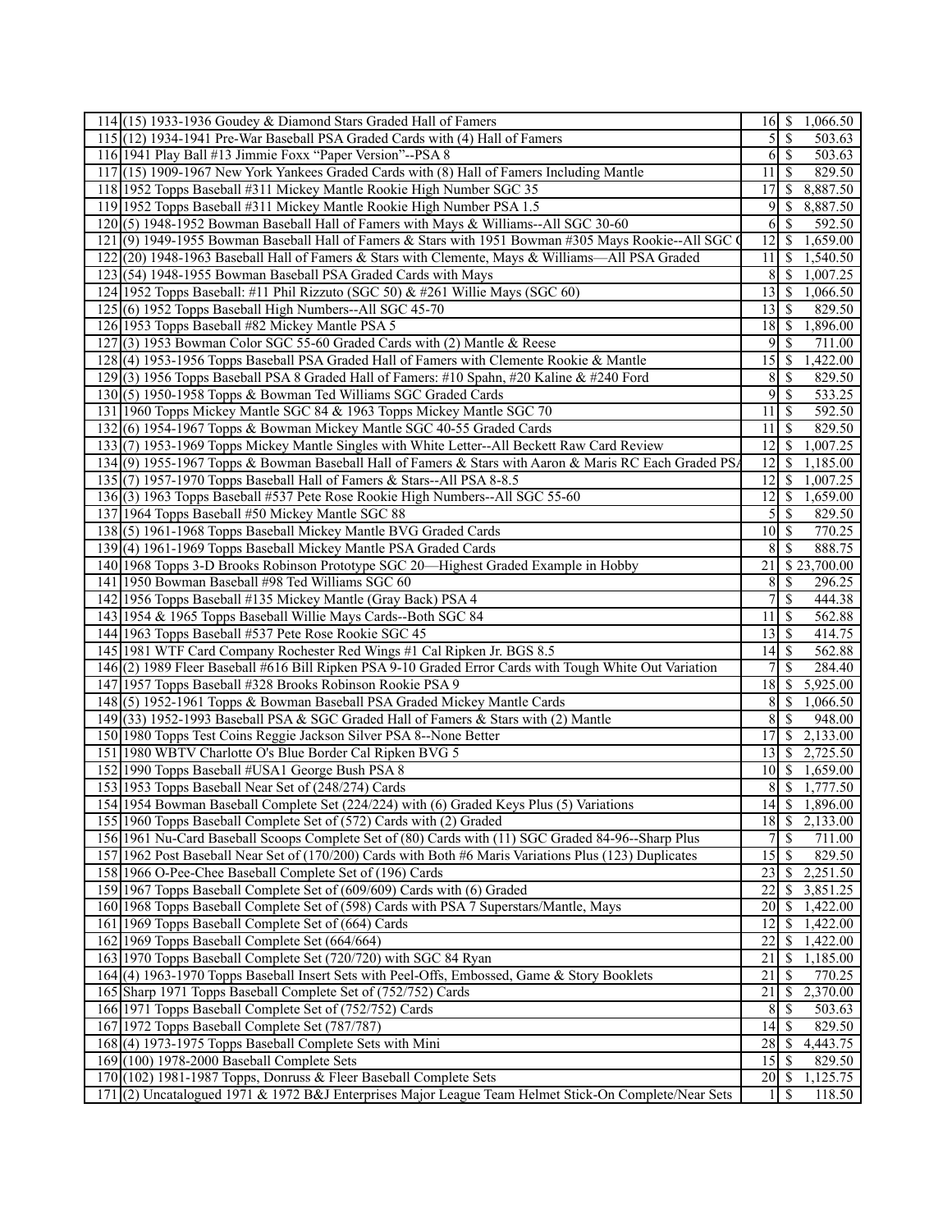| | | | |
|---|---|---|---|
| 114 | (15) 1933-1936 Goudey & Diamond Stars Graded Hall of Famers | 16 | $ 1,066.50 |
| 115 | (12) 1934-1941 Pre-War Baseball PSA Graded Cards with (4) Hall of Famers | 5 | $ 503.63 |
| 116 | 1941 Play Ball #13 Jimmie Foxx "Paper Version"--PSA 8 | 6 | $ 503.63 |
| 117 | (15) 1909-1967 New York Yankees Graded Cards with (8) Hall of Famers Including Mantle | 11 | $ 829.50 |
| 118 | 1952 Topps Baseball #311 Mickey Mantle Rookie High Number SGC 35 | 17 | $ 8,887.50 |
| 119 | 1952 Topps Baseball #311 Mickey Mantle Rookie High Number PSA 1.5 | 9 | $ 8,887.50 |
| 120 | (5) 1948-1952 Bowman Baseball Hall of Famers with Mays & Williams--All SGC 30-60 | 6 | $ 592.50 |
| 121 | (9) 1949-1955 Bowman Baseball Hall of Famers & Stars with 1951 Bowman #305 Mays Rookie--All SGC ( | 12 | $ 1,659.00 |
| 122 | (20) 1948-1963 Baseball Hall of Famers & Stars with Clemente, Mays & Williams—All PSA Graded | 11 | $ 1,540.50 |
| 123 | (54) 1948-1955 Bowman Baseball PSA Graded Cards with Mays | 8 | $ 1,007.25 |
| 124 | 1952 Topps Baseball: #11 Phil Rizzuto (SGC 50) & #261 Willie Mays (SGC 60) | 13 | $ 1,066.50 |
| 125 | (6) 1952 Topps Baseball High Numbers--All SGC 45-70 | 13 | $ 829.50 |
| 126 | 1953 Topps Baseball #82 Mickey Mantle PSA 5 | 18 | $ 1,896.00 |
| 127 | (3) 1953 Bowman Color SGC 55-60 Graded Cards with (2) Mantle & Reese | 9 | $ 711.00 |
| 128 | (4) 1953-1956 Topps Baseball PSA Graded Hall of Famers with Clemente Rookie & Mantle | 15 | $ 1,422.00 |
| 129 | (3) 1956 Topps Baseball PSA 8 Graded Hall of Famers: #10 Spahn, #20 Kaline & #240 Ford | 8 | $ 829.50 |
| 130 | (5) 1950-1958 Topps & Bowman Ted Williams SGC Graded Cards | 9 | $ 533.25 |
| 131 | 1960 Topps Mickey Mantle SGC 84 & 1963 Topps Mickey Mantle SGC 70 | 11 | $ 592.50 |
| 132 | (6) 1954-1967 Topps & Bowman Mickey Mantle SGC 40-55 Graded Cards | 11 | $ 829.50 |
| 133 | (7) 1953-1969 Topps Mickey Mantle Singles with White Letter--All Beckett Raw Card Review | 12 | $ 1,007.25 |
| 134 | (9) 1955-1967 Topps & Bowman Baseball Hall of Famers & Stars with Aaron & Maris RC Each Graded PSA | 12 | $ 1,185.00 |
| 135 | (7) 1957-1970 Topps Baseball Hall of Famers & Stars--All PSA 8-8.5 | 12 | $ 1,007.25 |
| 136 | (3) 1963 Topps Baseball #537 Pete Rose Rookie High Numbers--All SGC 55-60 | 12 | $ 1,659.00 |
| 137 | 1964 Topps Baseball #50 Mickey Mantle SGC 88 | 5 | $ 829.50 |
| 138 | (5) 1961-1968 Topps Baseball Mickey Mantle BVG Graded Cards | 10 | $ 770.25 |
| 139 | (4) 1961-1969 Topps Baseball Mickey Mantle PSA Graded Cards | 8 | $ 888.75 |
| 140 | 1968 Topps 3-D Brooks Robinson Prototype SGC 20—Highest Graded Example in Hobby | 21 | $ 23,700.00 |
| 141 | 1950 Bowman Baseball #98 Ted Williams SGC 60 | 8 | $ 296.25 |
| 142 | 1956 Topps Baseball #135 Mickey Mantle (Gray Back) PSA 4 | 7 | $ 444.38 |
| 143 | 1954 & 1965 Topps Baseball Willie Mays Cards--Both SGC 84 | 11 | $ 562.88 |
| 144 | 1963 Topps Baseball #537 Pete Rose Rookie SGC 45 | 13 | $ 414.75 |
| 145 | 1981 WTF Card Company Rochester Red Wings #1 Cal Ripken Jr. BGS 8.5 | 14 | $ 562.88 |
| 146 | (2) 1989 Fleer Baseball #616 Bill Ripken PSA 9-10 Graded Error Cards with Tough White Out Variation | 7 | $ 284.40 |
| 147 | 1957 Topps Baseball #328 Brooks Robinson Rookie PSA 9 | 18 | $ 5,925.00 |
| 148 | (5) 1952-1961 Topps & Bowman Baseball PSA Graded Mickey Mantle Cards | 8 | $ 1,066.50 |
| 149 | (33) 1952-1993 Baseball PSA & SGC Graded Hall of Famers & Stars with (2) Mantle | 8 | $ 948.00 |
| 150 | 1980 Topps Test Coins Reggie Jackson Silver PSA 8--None Better | 17 | $ 2,133.00 |
| 151 | 1980 WBTV Charlotte O's Blue Border Cal Ripken BVG 5 | 13 | $ 2,725.50 |
| 152 | 1990 Topps Baseball #USA1 George Bush PSA 8 | 10 | $ 1,659.00 |
| 153 | 1953 Topps Baseball Near Set of (248/274) Cards | 8 | $ 1,777.50 |
| 154 | 1954 Bowman Baseball Complete Set (224/224) with (6) Graded Keys Plus (5) Variations | 14 | $ 1,896.00 |
| 155 | 1960 Topps Baseball Complete Set of (572) Cards with (2) Graded | 18 | $ 2,133.00 |
| 156 | 1961 Nu-Card Baseball Scoops Complete Set of (80) Cards with (11) SGC Graded 84-96--Sharp Plus | 7 | $ 711.00 |
| 157 | 1962 Post Baseball Near Set of (170/200) Cards with Both #6 Maris Variations Plus (123) Duplicates | 15 | $ 829.50 |
| 158 | 1966 O-Pee-Chee Baseball Complete Set of (196) Cards | 23 | $ 2,251.50 |
| 159 | 1967 Topps Baseball Complete Set of (609/609) Cards with (6) Graded | 22 | $ 3,851.25 |
| 160 | 1968 Topps Baseball Complete Set of (598) Cards with PSA 7 Superstars/Mantle, Mays | 20 | $ 1,422.00 |
| 161 | 1969 Topps Baseball Complete Set of (664) Cards | 12 | $ 1,422.00 |
| 162 | 1969 Topps Baseball Complete Set (664/664) | 22 | $ 1,422.00 |
| 163 | 1970 Topps Baseball Complete Set (720/720) with SGC 84 Ryan | 21 | $ 1,185.00 |
| 164 | (4) 1963-1970 Topps Baseball Insert Sets with Peel-Offs, Embossed, Game & Story Booklets | 21 | $ 770.25 |
| 165 | Sharp 1971 Topps Baseball Complete Set of (752/752) Cards | 21 | $ 2,370.00 |
| 166 | 1971 Topps Baseball Complete Set of (752/752) Cards | 8 | $ 503.63 |
| 167 | 1972 Topps Baseball Complete Set (787/787) | 14 | $ 829.50 |
| 168 | (4) 1973-1975 Topps Baseball Complete Sets with Mini | 28 | $ 4,443.75 |
| 169 | (100) 1978-2000 Baseball Complete Sets | 15 | $ 829.50 |
| 170 | (102) 1981-1987 Topps, Donruss & Fleer Baseball Complete Sets | 20 | $ 1,125.75 |
| 171 | (2) Uncatalogued 1971 & 1972 B&J Enterprises Major League Team Helmet Stick-On Complete/Near Sets | 1 | $ 118.50 |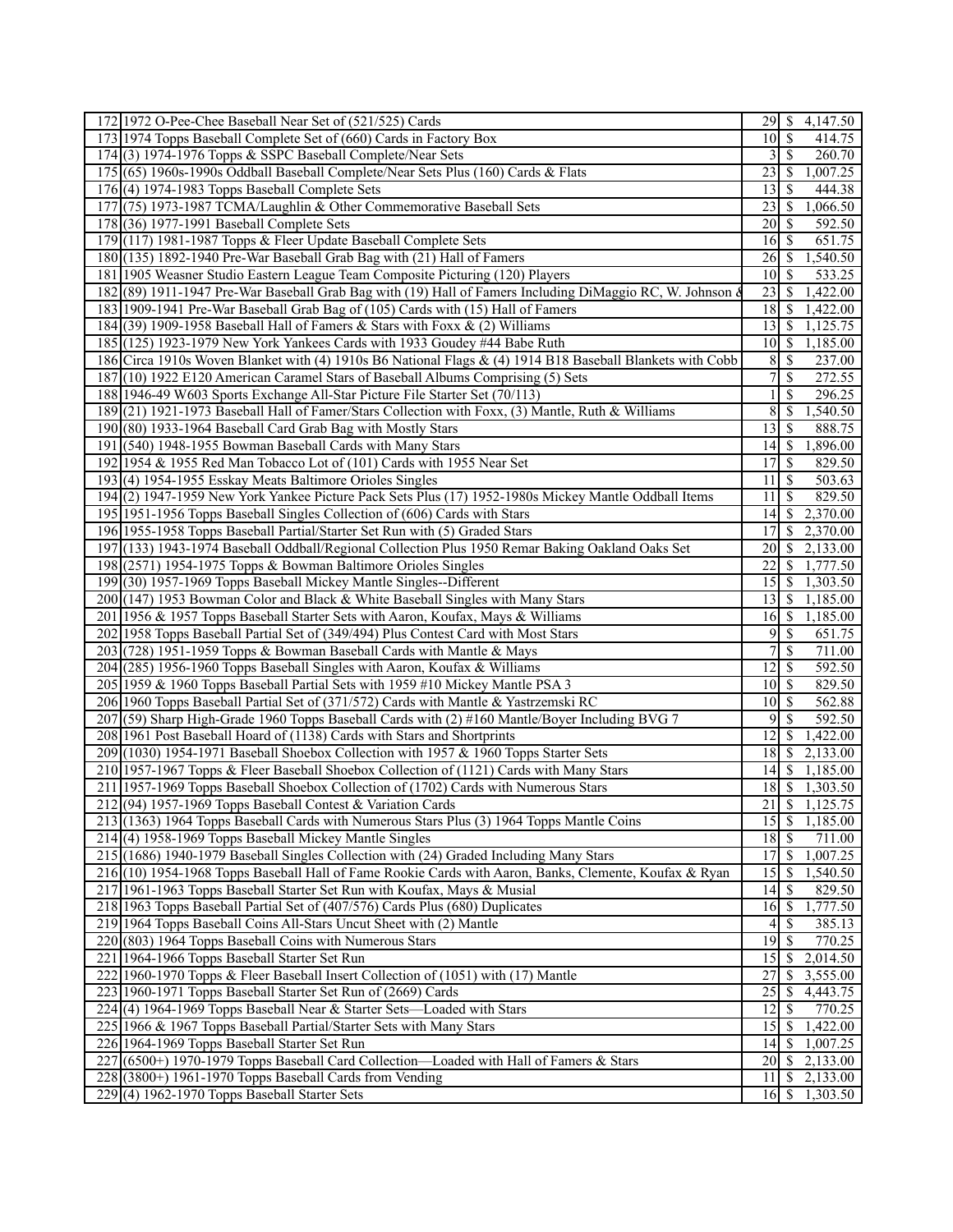| | | | | |
|---|---|---|---|---|
| 172 | 1972 O-Pee-Chee Baseball Near Set of (521/525) Cards | 29 | $ | 4,147.50 |
| 173 | 1974 Topps Baseball Complete Set of (660) Cards in Factory Box | 10 | $ | 414.75 |
| 174 | (3) 1974-1976 Topps & SSPC Baseball Complete/Near Sets | 3 | $ | 260.70 |
| 175 | (65) 1960s-1990s Oddball Baseball Complete/Near Sets Plus (160) Cards & Flats | 23 | $ | 1,007.25 |
| 176 | (4) 1974-1983 Topps Baseball Complete Sets | 13 | $ | 444.38 |
| 177 | (75) 1973-1987 TCMA/Laughlin & Other Commemorative Baseball Sets | 23 | $ | 1,066.50 |
| 178 | (36) 1977-1991 Baseball Complete Sets | 20 | $ | 592.50 |
| 179 | (117) 1981-1987 Topps & Fleer Update Baseball Complete Sets | 16 | $ | 651.75 |
| 180 | (135) 1892-1940 Pre-War Baseball Grab Bag with (21) Hall of Famers | 26 | $ | 1,540.50 |
| 181 | 1905 Weasner Studio Eastern League Team Composite Picturing (120) Players | 10 | $ | 533.25 |
| 182 | (89) 1911-1947 Pre-War Baseball Grab Bag with (19) Hall of Famers Including DiMaggio RC, W. Johnson & | 23 | $ | 1,422.00 |
| 183 | 1909-1941 Pre-War Baseball Grab Bag of (105) Cards with (15) Hall of Famers | 18 | $ | 1,422.00 |
| 184 | (39) 1909-1958 Baseball Hall of Famers & Stars with Foxx & (2) Williams | 13 | $ | 1,125.75 |
| 185 | (125) 1923-1979 New York Yankees Cards with 1933 Goudey #44 Babe Ruth | 10 | $ | 1,185.00 |
| 186 | Circa 1910s Woven Blanket with (4) 1910s B6 National Flags & (4) 1914 B18 Baseball Blankets with Cobb | 8 | $ | 237.00 |
| 187 | (10) 1922 E120 American Caramel Stars of Baseball Albums Comprising (5) Sets | 7 | $ | 272.55 |
| 188 | 1946-49 W603 Sports Exchange All-Star Picture File Starter Set (70/113) | 1 | $ | 296.25 |
| 189 | (21) 1921-1973 Baseball Hall of Famer/Stars Collection with Foxx, (3) Mantle, Ruth & Williams | 8 | $ | 1,540.50 |
| 190 | (80) 1933-1964 Baseball Card Grab Bag with Mostly Stars | 13 | $ | 888.75 |
| 191 | (540) 1948-1955 Bowman Baseball Cards with Many Stars | 14 | $ | 1,896.00 |
| 192 | 1954 & 1955 Red Man Tobacco Lot of (101) Cards with 1955 Near Set | 17 | $ | 829.50 |
| 193 | (4) 1954-1955 Esskay Meats Baltimore Orioles Singles | 11 | $ | 503.63 |
| 194 | (2) 1947-1959 New York Yankee Picture Pack Sets Plus (17) 1952-1980s Mickey Mantle Oddball Items | 11 | $ | 829.50 |
| 195 | 1951-1956 Topps Baseball Singles Collection of (606) Cards with Stars | 14 | $ | 2,370.00 |
| 196 | 1955-1958 Topps Baseball Partial/Starter Set Run with (5) Graded Stars | 17 | $ | 2,370.00 |
| 197 | (133) 1943-1974 Baseball Oddball/Regional Collection Plus 1950 Remar Baking Oakland Oaks Set | 20 | $ | 2,133.00 |
| 198 | (2571) 1954-1975 Topps & Bowman Baltimore Orioles Singles | 22 | $ | 1,777.50 |
| 199 | (30) 1957-1969 Topps Baseball Mickey Mantle Singles--Different | 15 | $ | 1,303.50 |
| 200 | (147) 1953 Bowman Color and Black & White Baseball Singles with Many Stars | 13 | $ | 1,185.00 |
| 201 | 1956 & 1957 Topps Baseball Starter Sets with Aaron, Koufax, Mays & Williams | 16 | $ | 1,185.00 |
| 202 | 1958 Topps Baseball Partial Set of (349/494) Plus Contest Card with Most Stars | 9 | $ | 651.75 |
| 203 | (728) 1951-1959 Topps & Bowman Baseball Cards with Mantle & Mays | 7 | $ | 711.00 |
| 204 | (285) 1956-1960 Topps Baseball Singles with Aaron, Koufax & Williams | 12 | $ | 592.50 |
| 205 | 1959 & 1960 Topps Baseball Partial Sets with 1959 #10 Mickey Mantle PSA 3 | 10 | $ | 829.50 |
| 206 | 1960 Topps Baseball Partial Set of (371/572) Cards with Mantle & Yastrzemski RC | 10 | $ | 562.88 |
| 207 | (59) Sharp High-Grade 1960 Topps Baseball Cards with (2) #160 Mantle/Boyer Including BVG 7 | 9 | $ | 592.50 |
| 208 | 1961 Post Baseball Hoard of (1138) Cards with Stars and Shortprints | 12 | $ | 1,422.00 |
| 209 | (1030) 1954-1971 Baseball Shoebox Collection with 1957 & 1960 Topps Starter Sets | 18 | $ | 2,133.00 |
| 210 | 1957-1967 Topps & Fleer Baseball Shoebox Collection of (1121) Cards with Many Stars | 14 | $ | 1,185.00 |
| 211 | 1957-1969 Topps Baseball Shoebox Collection of (1702) Cards with Numerous Stars | 18 | $ | 1,303.50 |
| 212 | (94) 1957-1969 Topps Baseball Contest & Variation Cards | 21 | $ | 1,125.75 |
| 213 | (1363) 1964 Topps Baseball Cards with Numerous Stars Plus (3) 1964 Topps Mantle Coins | 15 | $ | 1,185.00 |
| 214 | (4) 1958-1969 Topps Baseball Mickey Mantle Singles | 18 | $ | 711.00 |
| 215 | (1686) 1940-1979 Baseball Singles Collection with (24) Graded Including Many Stars | 17 | $ | 1,007.25 |
| 216 | (10) 1954-1968 Topps Baseball Hall of Fame Rookie Cards with Aaron, Banks, Clemente, Koufax & Ryan | 15 | $ | 1,540.50 |
| 217 | 1961-1963 Topps Baseball Starter Set Run with Koufax, Mays & Musial | 14 | $ | 829.50 |
| 218 | 1963 Topps Baseball Partial Set of (407/576) Cards Plus (680) Duplicates | 16 | $ | 1,777.50 |
| 219 | 1964 Topps Baseball Coins All-Stars Uncut Sheet with (2) Mantle | 4 | $ | 385.13 |
| 220 | (803) 1964 Topps Baseball Coins with Numerous Stars | 19 | $ | 770.25 |
| 221 | 1964-1966 Topps Baseball Starter Set Run | 15 | $ | 2,014.50 |
| 222 | 1960-1970 Topps & Fleer Baseball Insert Collection of (1051) with (17) Mantle | 27 | $ | 3,555.00 |
| 223 | 1960-1971 Topps Baseball Starter Set Run of (2669) Cards | 25 | $ | 4,443.75 |
| 224 | (4) 1964-1969 Topps Baseball Near & Starter Sets—Loaded with Stars | 12 | $ | 770.25 |
| 225 | 1966 & 1967 Topps Baseball Partial/Starter Sets with Many Stars | 15 | $ | 1,422.00 |
| 226 | 1964-1969 Topps Baseball Starter Set Run | 14 | $ | 1,007.25 |
| 227 | (6500+) 1970-1979 Topps Baseball Card Collection—Loaded with Hall of Famers & Stars | 20 | $ | 2,133.00 |
| 228 | (3800+) 1961-1970 Topps Baseball Cards from Vending | 11 | $ | 2,133.00 |
| 229 | (4) 1962-1970 Topps Baseball Starter Sets | 16 | $ | 1,303.50 |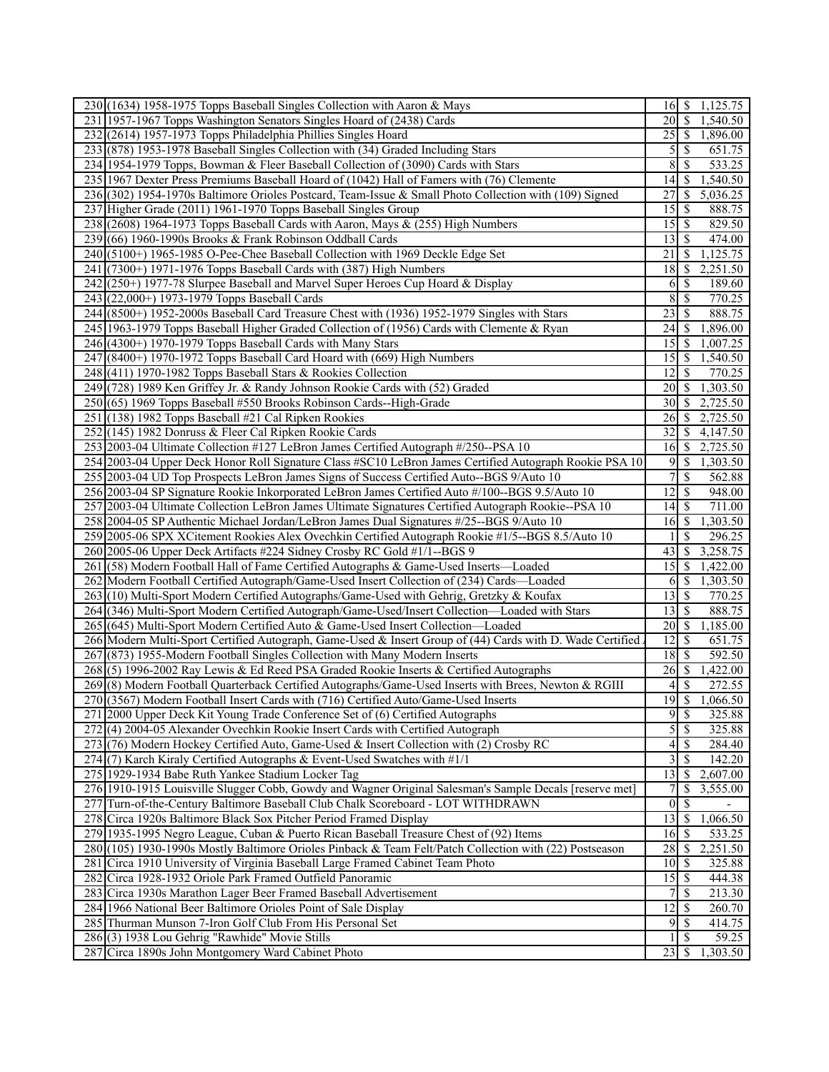| | | | |
|---|---|---|---|
| 230 | (1634) 1958-1975 Topps Baseball Singles Collection with Aaron & Mays | 16 | $ 1,125.75 |
| 231 | 1957-1967 Topps Washington Senators Singles Hoard of (2438) Cards | 20 | $ 1,540.50 |
| 232 | (2614) 1957-1973 Topps Philadelphia Phillies Singles Hoard | 25 | $ 1,896.00 |
| 233 | (878) 1953-1978 Baseball Singles Collection with (34) Graded Including Stars | 5 | $ 651.75 |
| 234 | 1954-1979 Topps, Bowman & Fleer Baseball Collection of (3090) Cards with Stars | 8 | $ 533.25 |
| 235 | 1967 Dexter Press Premiums Baseball Hoard of (1042) Hall of Famers with (76) Clemente | 14 | $ 1,540.50 |
| 236 | (302) 1954-1970s Baltimore Orioles Postcard, Team-Issue & Small Photo Collection with (109) Signed | 27 | $ 5,036.25 |
| 237 | Higher Grade (2011) 1961-1970 Topps Baseball Singles Group | 15 | $ 888.75 |
| 238 | (2608) 1964-1973 Topps Baseball Cards with Aaron, Mays & (255) High Numbers | 15 | $ 829.50 |
| 239 | (66) 1960-1990s Brooks & Frank Robinson Oddball Cards | 13 | $ 474.00 |
| 240 | (5100+) 1965-1985 O-Pee-Chee Baseball Collection with 1969 Deckle Edge Set | 21 | $ 1,125.75 |
| 241 | (7300+) 1971-1976 Topps Baseball Cards with (387) High Numbers | 18 | $ 2,251.50 |
| 242 | (250+) 1977-78 Slurpee Baseball and Marvel Super Heroes Cup Hoard & Display | 6 | $ 189.60 |
| 243 | (22,000+) 1973-1979 Topps Baseball Cards | 8 | $ 770.25 |
| 244 | (8500+) 1952-2000s Baseball Card Treasure Chest with (1936) 1952-1979 Singles with Stars | 23 | $ 888.75 |
| 245 | 1963-1979 Topps Baseball Higher Graded Collection of (1956) Cards with Clemente & Ryan | 24 | $ 1,896.00 |
| 246 | (4300+) 1970-1979 Topps Baseball Cards with Many Stars | 15 | $ 1,007.25 |
| 247 | (8400+) 1970-1972 Topps Baseball Card Hoard with (669) High Numbers | 15 | $ 1,540.50 |
| 248 | (411) 1970-1982 Topps Baseball Stars & Rookies Collection | 12 | $ 770.25 |
| 249 | (728) 1989 Ken Griffey Jr. & Randy Johnson Rookie Cards with (52) Graded | 20 | $ 1,303.50 |
| 250 | (65) 1969 Topps Baseball #550 Brooks Robinson Cards--High-Grade | 30 | $ 2,725.50 |
| 251 | (138) 1982 Topps Baseball #21 Cal Ripken Rookies | 26 | $ 2,725.50 |
| 252 | (145) 1982 Donruss & Fleer Cal Ripken Rookie Cards | 32 | $ 4,147.50 |
| 253 | 2003-04 Ultimate Collection #127 LeBron James Certified Autograph #/250--PSA 10 | 16 | $ 2,725.50 |
| 254 | 2003-04 Upper Deck Honor Roll Signature Class #SC10 LeBron James Certified Autograph Rookie PSA 10 | 9 | $ 1,303.50 |
| 255 | 2003-04 UD Top Prospects LeBron James Signs of Success Certified Auto--BGS 9/Auto 10 | 7 | $ 562.88 |
| 256 | 2003-04 SP Signature Rookie Inkorporated LeBron James Certified Auto #/100--BGS 9.5/Auto 10 | 12 | $ 948.00 |
| 257 | 2003-04 Ultimate Collection LeBron James Ultimate Signatures Certified Autograph Rookie--PSA 10 | 14 | $ 711.00 |
| 258 | 2004-05 SP Authentic Michael Jordan/LeBron James Dual Signatures #/25--BGS 9/Auto 10 | 16 | $ 1,303.50 |
| 259 | 2005-06 SPX XCitement Rookies Alex Ovechkin Certified Autograph Rookie #1/5--BGS 8.5/Auto 10 | 1 | $ 296.25 |
| 260 | 2005-06 Upper Deck Artifacts #224 Sidney Crosby RC Gold #1/1--BGS 9 | 43 | $ 3,258.75 |
| 261 | (58) Modern Football Hall of Fame Certified Autographs & Game-Used Inserts—Loaded | 15 | $ 1,422.00 |
| 262 | Modern Football Certified Autograph/Game-Used Insert Collection of (234) Cards—Loaded | 6 | $ 1,303.50 |
| 263 | (10) Multi-Sport Modern Certified Autographs/Game-Used with Gehrig, Gretzky & Koufax | 13 | $ 770.25 |
| 264 | (346) Multi-Sport Modern Certified Autograph/Game-Used/Insert Collection—Loaded with Stars | 13 | $ 888.75 |
| 265 | (645) Multi-Sport Modern Certified Auto & Game-Used Insert Collection—Loaded | 20 | $ 1,185.00 |
| 266 | Modern Multi-Sport Certified Autograph, Game-Used & Insert Group of (44) Cards with D. Wade Certified | 12 | $ 651.75 |
| 267 | (873) 1955-Modern Football Singles Collection with Many Modern Inserts | 18 | $ 592.50 |
| 268 | (5) 1996-2002 Ray Lewis & Ed Reed PSA Graded Rookie Inserts & Certified Autographs | 26 | $ 1,422.00 |
| 269 | (8) Modern Football Quarterback Certified Autographs/Game-Used Inserts with Brees, Newton & RGIII | 4 | $ 272.55 |
| 270 | (3567) Modern Football Insert Cards with (716) Certified Auto/Game-Used Inserts | 19 | $ 1,066.50 |
| 271 | 2000 Upper Deck Kit Young Trade Conference Set of (6) Certified Autographs | 9 | $ 325.88 |
| 272 | (4) 2004-05 Alexander Ovechkin Rookie Insert Cards with Certified Autograph | 5 | $ 325.88 |
| 273 | (76) Modern Hockey Certified Auto, Game-Used & Insert Collection with (2) Crosby RC | 4 | $ 284.40 |
| 274 | (7) Karch Kiraly Certified Autographs & Event-Used Swatches with #1/1 | 3 | $ 142.20 |
| 275 | 1929-1934 Babe Ruth Yankee Stadium Locker Tag | 13 | $ 2,607.00 |
| 276 | 1910-1915 Louisville Slugger Cobb, Gowdy and Wagner Original Salesman's Sample Decals [reserve met] | 7 | $ 3,555.00 |
| 277 | Turn-of-the-Century Baltimore Baseball Club Chalk Scoreboard - LOT WITHDRAWN | 0 | $ - |
| 278 | Circa 1920s Baltimore Black Sox Pitcher Period Framed Display | 13 | $ 1,066.50 |
| 279 | 1935-1995 Negro League, Cuban & Puerto Rican Baseball Treasure Chest of (92) Items | 16 | $ 533.25 |
| 280 | (105) 1930-1990s Mostly Baltimore Orioles Pinback & Team Felt/Patch Collection with (22) Postseason | 28 | $ 2,251.50 |
| 281 | Circa 1910 University of Virginia Baseball Large Framed Cabinet Team Photo | 10 | $ 325.88 |
| 282 | Circa 1928-1932 Oriole Park Framed Outfield Panoramic | 15 | $ 444.38 |
| 283 | Circa 1930s Marathon Lager Beer Framed Baseball Advertisement | 7 | $ 213.30 |
| 284 | 1966 National Beer Baltimore Orioles Point of Sale Display | 12 | $ 260.70 |
| 285 | Thurman Munson 7-Iron Golf Club From His Personal Set | 9 | $ 414.75 |
| 286 | (3) 1938 Lou Gehrig "Rawhide" Movie Stills | 1 | $ 59.25 |
| 287 | Circa 1890s John Montgomery Ward Cabinet Photo | 23 | $ 1,303.50 |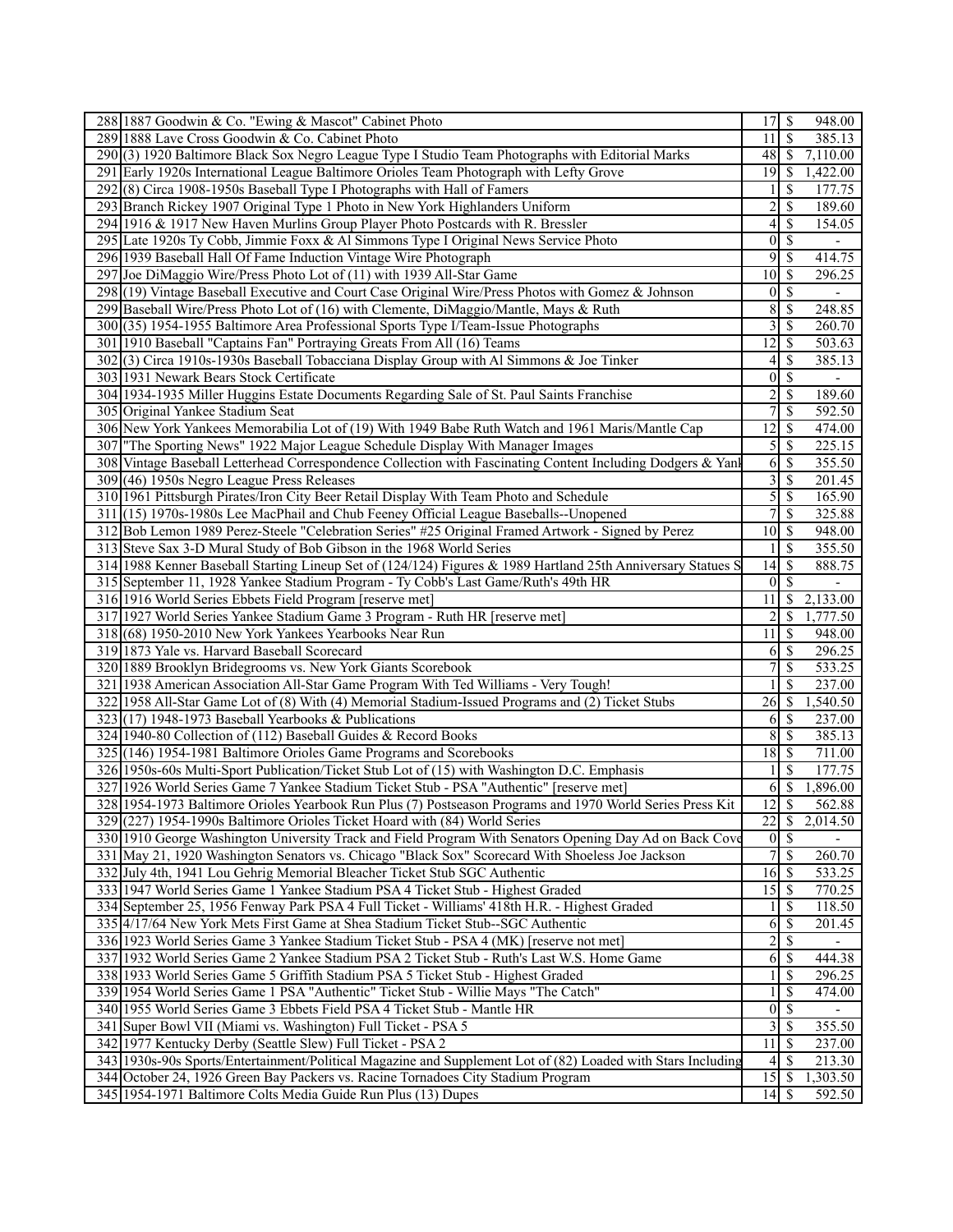| | | | | |
|---|---|---|---|---|
| 288 | 1887 Goodwin & Co. "Ewing & Mascot" Cabinet Photo | 17 | $ | 948.00 |
| 289 | 1888 Lave Cross Goodwin & Co. Cabinet Photo | 11 | $ | 385.13 |
| 290 | (3) 1920 Baltimore Black Sox Negro League Type I Studio Team Photographs with Editorial Marks | 48 | $ | 7,110.00 |
| 291 | Early 1920s International League Baltimore Orioles Team Photograph with Lefty Grove | 19 | $ | 1,422.00 |
| 292 | (8) Circa 1908-1950s Baseball Type I Photographs with Hall of Famers | 1 | $ | 177.75 |
| 293 | Branch Rickey 1907 Original Type 1 Photo in New York Highlanders Uniform | 2 | $ | 189.60 |
| 294 | 1916 & 1917 New Haven Murlins Group Player Photo Postcards with R. Bressler | 4 | $ | 154.05 |
| 295 | Late 1920s Ty Cobb, Jimmie Foxx & Al Simmons Type I Original News Service Photo | 0 | $ | - |
| 296 | 1939 Baseball Hall Of Fame Induction Vintage Wire Photograph | 9 | $ | 414.75 |
| 297 | Joe DiMaggio Wire/Press Photo Lot of (11) with 1939 All-Star Game | 10 | $ | 296.25 |
| 298 | (19) Vintage Baseball Executive and Court Case Original Wire/Press Photos with Gomez & Johnson | 0 | $ | - |
| 299 | Baseball Wire/Press Photo Lot of (16) with Clemente, DiMaggio/Mantle, Mays & Ruth | 8 | $ | 248.85 |
| 300 | (35) 1954-1955 Baltimore Area Professional Sports Type I/Team-Issue Photographs | 3 | $ | 260.70 |
| 301 | 1910 Baseball "Captains Fan" Portraying Greats From All (16) Teams | 12 | $ | 503.63 |
| 302 | (3) Circa 1910s-1930s Baseball Tobacciana Display Group with Al Simmons & Joe Tinker | 4 | $ | 385.13 |
| 303 | 1931 Newark Bears Stock Certificate | 0 | $ | - |
| 304 | 1934-1935 Miller Huggins Estate Documents Regarding Sale of St. Paul Saints Franchise | 2 | $ | 189.60 |
| 305 | Original Yankee Stadium Seat | 7 | $ | 592.50 |
| 306 | New York Yankees Memorabilia Lot of (19) With 1949 Babe Ruth Watch and 1961 Maris/Mantle Cap | 12 | $ | 474.00 |
| 307 | "The Sporting News" 1922 Major League Schedule Display With Manager Images | 5 | $ | 225.15 |
| 308 | Vintage Baseball Letterhead Correspondence Collection with Fascinating Content Including Dodgers & Yank | 6 | $ | 355.50 |
| 309 | (46) 1950s Negro League Press Releases | 3 | $ | 201.45 |
| 310 | 1961 Pittsburgh Pirates/Iron City Beer Retail Display With Team Photo and Schedule | 5 | $ | 165.90 |
| 311 | (15) 1970s-1980s Lee MacPhail and Chub Feeney Official League Baseballs--Unopened | 7 | $ | 325.88 |
| 312 | Bob Lemon 1989 Perez-Steele "Celebration Series" #25 Original Framed Artwork - Signed by Perez | 10 | $ | 948.00 |
| 313 | Steve Sax 3-D Mural Study of Bob Gibson in the 1968 World Series | 1 | $ | 355.50 |
| 314 | 1988 Kenner Baseball Starting Lineup Set of (124/124) Figures & 1989 Hartland 25th Anniversary Statues S | 14 | $ | 888.75 |
| 315 | September 11, 1928 Yankee Stadium Program - Ty Cobb's Last Game/Ruth's 49th HR | 0 | $ | - |
| 316 | 1916 World Series Ebbets Field Program [reserve met] | 11 | $ | 2,133.00 |
| 317 | 1927 World Series Yankee Stadium Game 3 Program - Ruth HR [reserve met] | 2 | $ | 1,777.50 |
| 318 | (68) 1950-2010 New York Yankees Yearbooks Near Run | 11 | $ | 948.00 |
| 319 | 1873 Yale vs. Harvard Baseball Scorecard | 6 | $ | 296.25 |
| 320 | 1889 Brooklyn Bridegrooms vs. New York Giants Scorebook | 7 | $ | 533.25 |
| 321 | 1938 American Association All-Star Game Program With Ted Williams - Very Tough! | 1 | $ | 237.00 |
| 322 | 1958 All-Star Game Lot of (8) With (4) Memorial Stadium-Issued Programs and (2) Ticket Stubs | 26 | $ | 1,540.50 |
| 323 | (17) 1948-1973 Baseball Yearbooks & Publications | 6 | $ | 237.00 |
| 324 | 1940-80 Collection of (112) Baseball Guides & Record Books | 8 | $ | 385.13 |
| 325 | (146) 1954-1981 Baltimore Orioles Game Programs and Scorebooks | 18 | $ | 711.00 |
| 326 | 1950s-60s Multi-Sport Publication/Ticket Stub Lot of (15) with Washington D.C. Emphasis | 1 | $ | 177.75 |
| 327 | 1926 World Series Game 7 Yankee Stadium Ticket Stub - PSA "Authentic" [reserve met] | 6 | $ | 1,896.00 |
| 328 | 1954-1973 Baltimore Orioles Yearbook Run Plus (7) Postseason Programs and 1970 World Series Press Kit | 12 | $ | 562.88 |
| 329 | (227) 1954-1990s Baltimore Orioles Ticket Hoard with (84) World Series | 22 | $ | 2,014.50 |
| 330 | 1910 George Washington University Track and Field Program With Senators Opening Day Ad on Back Cove | 0 | $ | - |
| 331 | May 21, 1920 Washington Senators vs. Chicago "Black Sox" Scorecard With Shoeless Joe Jackson | 7 | $ | 260.70 |
| 332 | July 4th, 1941 Lou Gehrig Memorial Bleacher Ticket Stub SGC Authentic | 16 | $ | 533.25 |
| 333 | 1947 World Series Game 1 Yankee Stadium PSA 4 Ticket Stub - Highest Graded | 15 | $ | 770.25 |
| 334 | September 25, 1956 Fenway Park PSA 4 Full Ticket - Williams' 418th H.R. - Highest Graded | 1 | $ | 118.50 |
| 335 | 4/17/64 New York Mets First Game at Shea Stadium Ticket Stub--SGC Authentic | 6 | $ | 201.45 |
| 336 | 1923 World Series Game 3 Yankee Stadium Ticket Stub - PSA 4 (MK) [reserve not met] | 2 | $ | - |
| 337 | 1932 World Series Game 2 Yankee Stadium PSA 2 Ticket Stub - Ruth's Last W.S. Home Game | 6 | $ | 444.38 |
| 338 | 1933 World Series Game 5 Griffith Stadium PSA 5 Ticket Stub - Highest Graded | 1 | $ | 296.25 |
| 339 | 1954 World Series Game 1 PSA "Authentic" Ticket Stub - Willie Mays "The Catch" | 1 | $ | 474.00 |
| 340 | 1955 World Series Game 3 Ebbets Field PSA 4 Ticket Stub - Mantle HR | 0 | $ | - |
| 341 | Super Bowl VII (Miami vs. Washington) Full Ticket - PSA 5 | 3 | $ | 355.50 |
| 342 | 1977 Kentucky Derby (Seattle Slew) Full Ticket - PSA 2 | 11 | $ | 237.00 |
| 343 | 1930s-90s Sports/Entertainment/Political Magazine and Supplement Lot of (82) Loaded with Stars Including | 4 | $ | 213.30 |
| 344 | October 24, 1926 Green Bay Packers vs. Racine Tornadoes City Stadium Program | 15 | $ | 1,303.50 |
| 345 | 1954-1971 Baltimore Colts Media Guide Run Plus (13) Dupes | 14 | $ | 592.50 |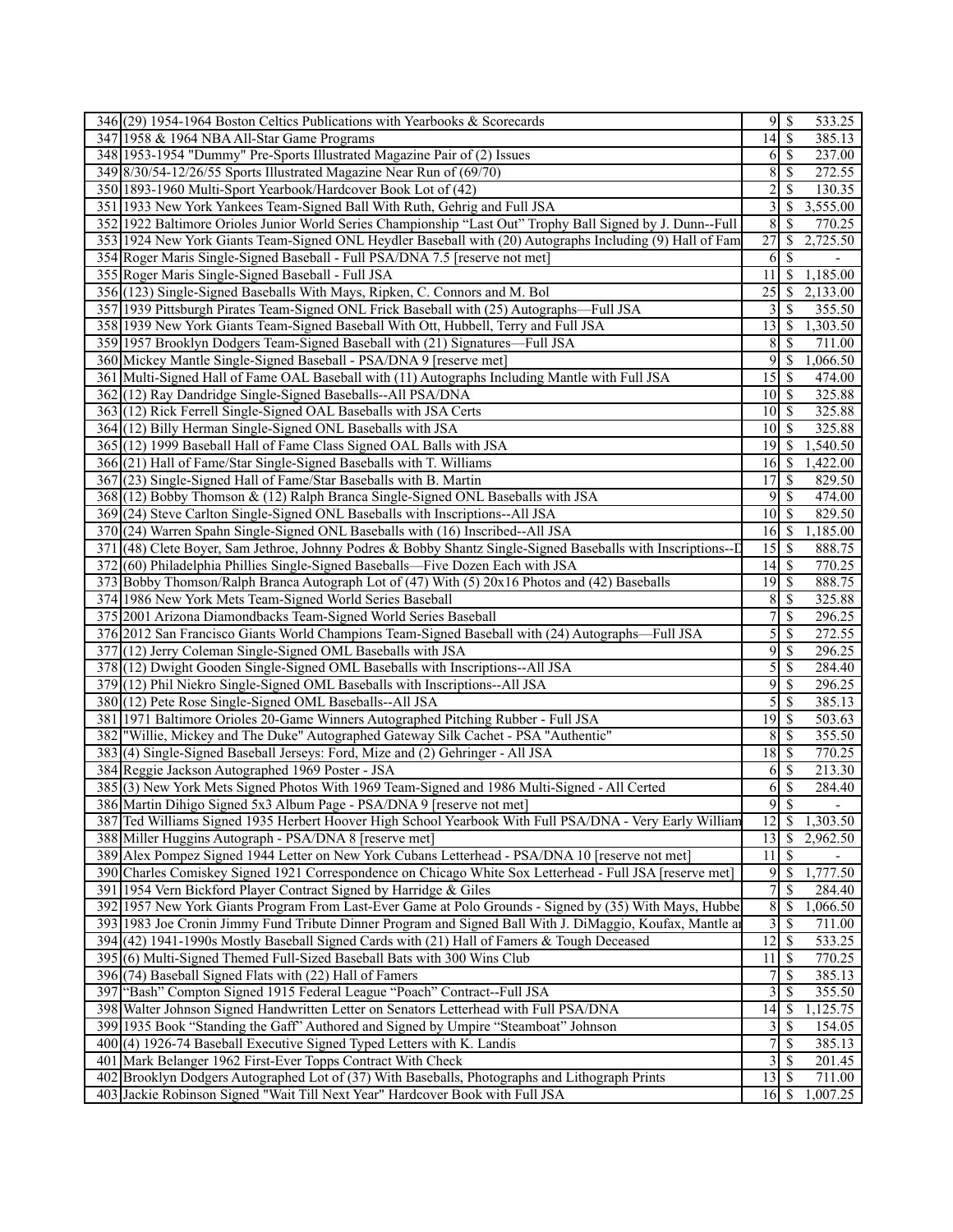| | | | | |
|---|---|---|---|---|
| 346 | (29) 1954-1964 Boston Celtics Publications with Yearbooks & Scorecards | 9 | $ | 533.25 |
| 347 | 1958 & 1964 NBA All-Star Game Programs | 14 | $ | 385.13 |
| 348 | 1953-1954 "Dummy" Pre-Sports Illustrated Magazine Pair of (2) Issues | 6 | $ | 237.00 |
| 349 | 8/30/54-12/26/55 Sports Illustrated Magazine Near Run of (69/70) | 8 | $ | 272.55 |
| 350 | 1893-1960 Multi-Sport Yearbook/Hardcover Book Lot of (42) | 2 | $ | 130.35 |
| 351 | 1933 New York Yankees Team-Signed Ball With Ruth, Gehrig and Full JSA | 3 | $ | 3,555.00 |
| 352 | 1922 Baltimore Orioles Junior World Series Championship "Last Out" Trophy Ball Signed by J. Dunn--Full | 8 | $ | 770.25 |
| 353 | 1924 New York Giants Team-Signed ONL Heydler Baseball with (20) Autographs Including (9) Hall of Fam | 27 | $ | 2,725.50 |
| 354 | Roger Maris Single-Signed Baseball - Full PSA/DNA 7.5 [reserve not met] | 6 | $ | - |
| 355 | Roger Maris Single-Signed Baseball - Full JSA | 11 | $ | 1,185.00 |
| 356 | (123) Single-Signed Baseballs With Mays, Ripken, C. Connors and M. Bol | 25 | $ | 2,133.00 |
| 357 | 1939 Pittsburgh Pirates Team-Signed ONL Frick Baseball with (25) Autographs—Full JSA | 3 | $ | 355.50 |
| 358 | 1939 New York Giants Team-Signed Baseball With Ott, Hubbell, Terry and Full JSA | 13 | $ | 1,303.50 |
| 359 | 1957 Brooklyn Dodgers Team-Signed Baseball with (21) Signatures—Full JSA | 8 | $ | 711.00 |
| 360 | Mickey Mantle Single-Signed Baseball - PSA/DNA 9 [reserve met] | 9 | $ | 1,066.50 |
| 361 | Multi-Signed Hall of Fame OAL Baseball with (11) Autographs Including Mantle with Full JSA | 15 | $ | 474.00 |
| 362 | (12) Ray Dandridge Single-Signed Baseballs--All PSA/DNA | 10 | $ | 325.88 |
| 363 | (12) Rick Ferrell Single-Signed OAL Baseballs with JSA Certs | 10 | $ | 325.88 |
| 364 | (12) Billy Herman Single-Signed ONL Baseballs with JSA | 10 | $ | 325.88 |
| 365 | (12) 1999 Baseball Hall of Fame Class Signed OAL Balls with JSA | 19 | $ | 1,540.50 |
| 366 | (21) Hall of Fame/Star Single-Signed Baseballs with T. Williams | 16 | $ | 1,422.00 |
| 367 | (23) Single-Signed Hall of Fame/Star Baseballs with B. Martin | 17 | $ | 829.50 |
| 368 | (12) Bobby Thomson & (12) Ralph Branca Single-Signed ONL Baseballs with JSA | 9 | $ | 474.00 |
| 369 | (24) Steve Carlton Single-Signed ONL Baseballs with Inscriptions--All JSA | 10 | $ | 829.50 |
| 370 | (24) Warren Spahn Single-Signed ONL Baseballs with (16) Inscribed--All JSA | 16 | $ | 1,185.00 |
| 371 | (48) Clete Boyer, Sam Jethroe, Johnny Podres & Bobby Shantz Single-Signed Baseballs with Inscriptions--I | 15 | $ | 888.75 |
| 372 | (60) Philadelphia Phillies Single-Signed Baseballs—Five Dozen Each with JSA | 14 | $ | 770.25 |
| 373 | Bobby Thomson/Ralph Branca Autograph Lot of (47) With (5) 20x16 Photos and (42) Baseballs | 19 | $ | 888.75 |
| 374 | 1986 New York Mets Team-Signed World Series Baseball | 8 | $ | 325.88 |
| 375 | 2001 Arizona Diamondbacks Team-Signed World Series Baseball | 7 | $ | 296.25 |
| 376 | 2012 San Francisco Giants World Champions Team-Signed Baseball with (24) Autographs—Full JSA | 5 | $ | 272.55 |
| 377 | (12) Jerry Coleman Single-Signed OML Baseballs with JSA | 9 | $ | 296.25 |
| 378 | (12) Dwight Gooden Single-Signed OML Baseballs with Inscriptions--All JSA | 5 | $ | 284.40 |
| 379 | (12) Phil Niekro Single-Signed OML Baseballs with Inscriptions--All JSA | 9 | $ | 296.25 |
| 380 | (12) Pete Rose Single-Signed OML Baseballs--All JSA | 5 | $ | 385.13 |
| 381 | 1971 Baltimore Orioles 20-Game Winners Autographed Pitching Rubber - Full JSA | 19 | $ | 503.63 |
| 382 | "Willie, Mickey and The Duke" Autographed Gateway Silk Cachet - PSA "Authentic" | 8 | $ | 355.50 |
| 383 | (4) Single-Signed Baseball Jerseys: Ford, Mize and (2) Gehringer - All JSA | 18 | $ | 770.25 |
| 384 | Reggie Jackson Autographed 1969 Poster - JSA | 6 | $ | 213.30 |
| 385 | (3) New York Mets Signed Photos With 1969 Team-Signed and 1986 Multi-Signed - All Certed | 6 | $ | 284.40 |
| 386 | Martin Dihigo Signed 5x3 Album Page - PSA/DNA 9 [reserve not met] | 9 | $ | - |
| 387 | Ted Williams Signed 1935 Herbert Hoover High School Yearbook With Full PSA/DNA - Very Early William | 12 | $ | 1,303.50 |
| 388 | Miller Huggins Autograph - PSA/DNA 8 [reserve met] | 13 | $ | 2,962.50 |
| 389 | Alex Pompez Signed 1944 Letter on New York Cubans Letterhead - PSA/DNA 10 [reserve not met] | 11 | $ | - |
| 390 | Charles Comiskey Signed 1921 Correspondence on Chicago White Sox Letterhead - Full JSA [reserve met] | 9 | $ | 1,777.50 |
| 391 | 1954 Vern Bickford Player Contract Signed by Harridge & Giles | 7 | $ | 284.40 |
| 392 | 1957 New York Giants Program From Last-Ever Game at Polo Grounds - Signed by (35) With Mays, Hubbe | 8 | $ | 1,066.50 |
| 393 | 1983 Joe Cronin Jimmy Fund Tribute Dinner Program and Signed Ball With J. DiMaggio, Koufax, Mantle ar | 3 | $ | 711.00 |
| 394 | (42) 1941-1990s Mostly Baseball Signed Cards with (21) Hall of Famers & Tough Deceased | 12 | $ | 533.25 |
| 395 | (6) Multi-Signed Themed Full-Sized Baseball Bats with 300 Wins Club | 11 | $ | 770.25 |
| 396 | (74) Baseball Signed Flats with (22) Hall of Famers | 7 | $ | 385.13 |
| 397 | "Bash" Compton Signed 1915 Federal League "Poach" Contract--Full JSA | 3 | $ | 355.50 |
| 398 | Walter Johnson Signed Handwritten Letter on Senators Letterhead with Full PSA/DNA | 14 | $ | 1,125.75 |
| 399 | 1935 Book "Standing the Gaff" Authored and Signed by Umpire "Steamboat" Johnson | 3 | $ | 154.05 |
| 400 | (4) 1926-74 Baseball Executive Signed Typed Letters with K. Landis | 7 | $ | 385.13 |
| 401 | Mark Belanger 1962 First-Ever Topps Contract With Check | 3 | $ | 201.45 |
| 402 | Brooklyn Dodgers Autographed Lot of (37) With Baseballs, Photographs and Lithograph Prints | 13 | $ | 711.00 |
| 403 | Jackie Robinson Signed "Wait Till Next Year" Hardcover Book with Full JSA | 16 | $ | 1,007.25 |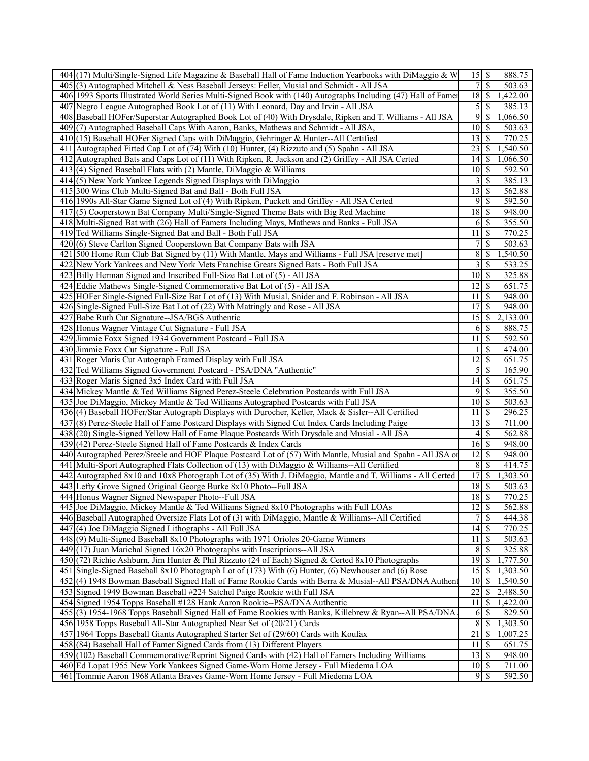| | | | | |
|---|---|---|---|---|
| 404 | (17) Multi/Single-Signed Life Magazine & Baseball Hall of Fame Induction Yearbooks with DiMaggio & W | 15 | $ | 888.75 |
| 405 | (3) Autographed Mitchell & Ness Baseball Jerseys: Feller, Musial and Schmidt - All JSA | 7 | $ | 503.63 |
| 406 | 1993 Sports Illustrated World Series Multi-Signed Book with (140) Autographs Including (47) Hall of Famer | 18 | $ | 1,422.00 |
| 407 | Negro League Autographed Book Lot of (11) With Leonard, Day and Irvin - All JSA | 5 | $ | 385.13 |
| 408 | Baseball HOFer/Superstar Autographed Book Lot of (40) With Drysdale, Ripken and T. Williams - All JSA | 9 | $ | 1,066.50 |
| 409 | (7) Autographed Baseball Caps With Aaron, Banks, Mathews and Schmidt - All JSA, | 10 | $ | 503.63 |
| 410 | (15) Baseball HOFer Signed Caps with DiMaggio, Gehringer & Hunter--All Certified | 13 | $ | 770.25 |
| 411 | Autographed Fitted Cap Lot of (74) With (10) Hunter, (4) Rizzuto and (5) Spahn - All JSA | 23 | $ | 1,540.50 |
| 412 | Autographed Bats and Caps Lot of (11) With Ripken, R. Jackson and (2) Griffey - All JSA Certed | 14 | $ | 1,066.50 |
| 413 | (4) Signed Baseball Flats with (2) Mantle, DiMaggio & Williams | 10 | $ | 592.50 |
| 414 | (5) New York Yankee Legends Signed Displays with DiMaggio | 3 | $ | 385.13 |
| 415 | 300 Wins Club Multi-Signed Bat and Ball - Both Full JSA | 13 | $ | 562.88 |
| 416 | 1990s All-Star Game Signed Lot of (4) With Ripken, Puckett and Griffey - All JSA Certed | 9 | $ | 592.50 |
| 417 | (5) Cooperstown Bat Company Multi/Single-Signed Theme Bats with Big Red Machine | 18 | $ | 948.00 |
| 418 | Multi-Signed Bat with (26) Hall of Famers Including Mays, Mathews and Banks - Full JSA | 6 | $ | 355.50 |
| 419 | Ted Williams Single-Signed Bat and Ball - Both Full JSA | 11 | $ | 770.25 |
| 420 | (6) Steve Carlton Signed Cooperstown Bat Company Bats with JSA | 7 | $ | 503.63 |
| 421 | 500 Home Run Club Bat Signed by (11) With Mantle, Mays and Williams - Full JSA [reserve met] | 8 | $ | 1,540.50 |
| 422 | New York Yankees and New York Mets Franchise Greats Signed Bats - Both Full JSA | 3 | $ | 533.25 |
| 423 | Billy Herman Signed and Inscribed Full-Size Bat Lot of (5) - All JSA | 10 | $ | 325.88 |
| 424 | Eddie Mathews Single-Signed Commemorative Bat Lot of (5) - All JSA | 12 | $ | 651.75 |
| 425 | HOFer Single-Signed Full-Size Bat Lot of (13) With Musial, Snider and F. Robinson - All JSA | 11 | $ | 948.00 |
| 426 | Single-Signed Full-Size Bat Lot of (22) With Mattingly and Rose - All JSA | 17 | $ | 948.00 |
| 427 | Babe Ruth Cut Signature--JSA/BGS Authentic | 15 | $ | 2,133.00 |
| 428 | Honus Wagner Vintage Cut Signature - Full JSA | 6 | $ | 888.75 |
| 429 | Jimmie Foxx Signed 1934 Government Postcard - Full JSA | 11 | $ | 592.50 |
| 430 | Jimmie Foxx Cut Signature - Full JSA | 1 | $ | 474.00 |
| 431 | Roger Maris Cut Autograph Framed Display with Full JSA | 12 | $ | 651.75 |
| 432 | Ted Williams Signed Government Postcard - PSA/DNA "Authentic" | 5 | $ | 165.90 |
| 433 | Roger Maris Signed 3x5 Index Card with Full JSA | 14 | $ | 651.75 |
| 434 | Mickey Mantle & Ted Williams Signed Perez-Steele Celebration Postcards with Full JSA | 9 | $ | 355.50 |
| 435 | Joe DiMaggio, Mickey Mantle & Ted Williams Autographed Postcards with Full JSA | 10 | $ | 503.63 |
| 436 | (4) Baseball HOFer/Star Autograph Displays with Durocher, Keller, Mack & Sisler--All Certified | 11 | $ | 296.25 |
| 437 | (8) Perez-Steele Hall of Fame Postcard Displays with Signed Cut Index Cards Including Paige | 13 | $ | 711.00 |
| 438 | (20) Single-Signed Yellow Hall of Fame Plaque Postcards With Drysdale and Musial - All JSA | 4 | $ | 562.88 |
| 439 | (42) Perez-Steele Signed Hall of Fame Postcards & Index Cards | 16 | $ | 948.00 |
| 440 | Autographed Perez/Steele and HOF Plaque Postcard Lot of (57) With Mantle, Musial and Spahn - All JSA or | 12 | $ | 948.00 |
| 441 | Multi-Sport Autographed Flats Collection of (13) with DiMaggio & Williams--All Certified | 8 | $ | 414.75 |
| 442 | Autographed 8x10 and 10x8 Photograph Lot of (35) With J. DiMaggio, Mantle and T. Williams - All Certed | 17 | $ | 1,303.50 |
| 443 | Lefty Grove Signed Original George Burke 8x10 Photo--Full JSA | 18 | $ | 503.63 |
| 444 | Honus Wagner Signed Newspaper Photo--Full JSA | 18 | $ | 770.25 |
| 445 | Joe DiMaggio, Mickey Mantle & Ted Williams Signed 8x10 Photographs with Full LOAs | 12 | $ | 562.88 |
| 446 | Baseball Autographed Oversize Flats Lot of (3) with DiMaggio, Mantle & Williams--All Certified | 7 | $ | 444.38 |
| 447 | (4) Joe DiMaggio Signed Lithographs - All Full JSA | 14 | $ | 770.25 |
| 448 | (9) Multi-Signed Baseball 8x10 Photographs with 1971 Orioles 20-Game Winners | 11 | $ | 503.63 |
| 449 | (17) Juan Marichal Signed 16x20 Photographs with Inscriptions--All JSA | 8 | $ | 325.88 |
| 450 | (72) Richie Ashburn, Jim Hunter & Phil Rizzuto (24 of Each) Signed & Certed 8x10 Photographs | 19 | $ | 1,777.50 |
| 451 | Single-Signed Baseball 8x10 Photograph Lot of (173) With (6) Hunter, (6) Newhouser and (6) Rose | 15 | $ | 1,303.50 |
| 452 | (4) 1948 Bowman Baseball Signed Hall of Fame Rookie Cards with Berra & Musial--All PSA/DNA Authent | 10 | $ | 1,540.50 |
| 453 | Signed 1949 Bowman Baseball #224 Satchel Paige Rookie with Full JSA | 22 | $ | 2,488.50 |
| 454 | Signed 1954 Topps Baseball #128 Hank Aaron Rookie--PSA/DNA Authentic | 11 | $ | 1,422.00 |
| 455 | (3) 1954-1968 Topps Baseball Signed Hall of Fame Rookies with Banks, Killebrew & Ryan--All PSA/DNA | 6 | $ | 829.50 |
| 456 | 1958 Topps Baseball All-Star Autographed Near Set of (20/21) Cards | 8 | $ | 1,303.50 |
| 457 | 1964 Topps Baseball Giants Autographed Starter Set of (29/60) Cards with Koufax | 21 | $ | 1,007.25 |
| 458 | (84) Baseball Hall of Famer Signed Cards from (13) Different Players | 11 | $ | 651.75 |
| 459 | (102) Baseball Commemorative/Reprint Signed Cards with (42) Hall of Famers Including Williams | 13 | $ | 948.00 |
| 460 | Ed Lopat 1955 New York Yankees Signed Game-Worn Home Jersey - Full Miedema LOA | 10 | $ | 711.00 |
| 461 | Tommie Aaron 1968 Atlanta Braves Game-Worn Home Jersey - Full Miedema LOA | 9 | $ | 592.50 |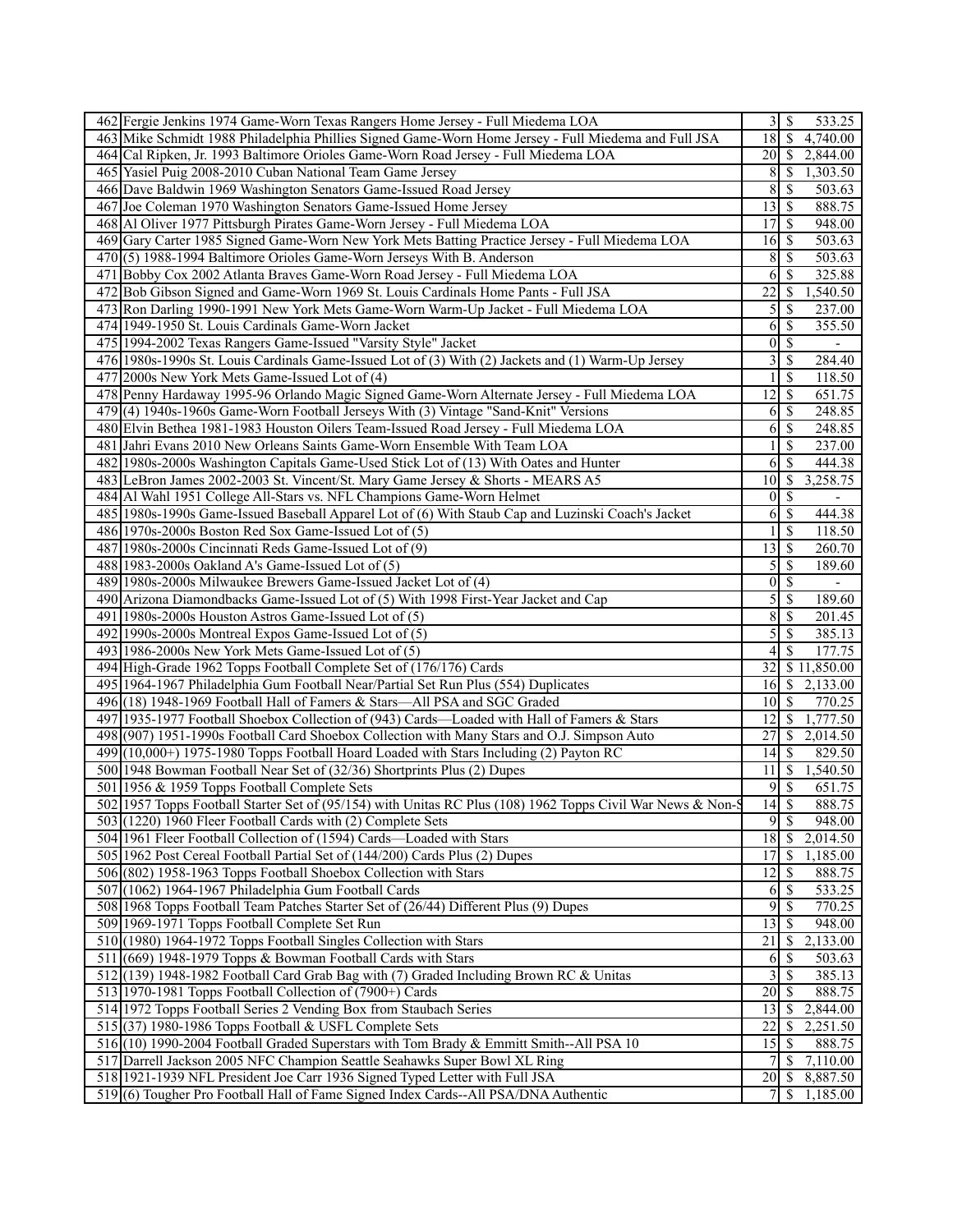| | | | |
|---|---|---|---|
| 462 | Fergie Jenkins 1974 Game-Worn Texas Rangers Home Jersey - Full Miedema LOA | 3 | $ 533.25 |
| 463 | Mike Schmidt 1988 Philadelphia Phillies Signed Game-Worn Home Jersey - Full Miedema and Full JSA | 18 | $ 4,740.00 |
| 464 | Cal Ripken, Jr. 1993 Baltimore Orioles Game-Worn Road Jersey - Full Miedema LOA | 20 | $ 2,844.00 |
| 465 | Yasiel Puig 2008-2010 Cuban National Team Game Jersey | 8 | $ 1,303.50 |
| 466 | Dave Baldwin 1969 Washington Senators Game-Issued Road Jersey | 8 | $ 503.63 |
| 467 | Joe Coleman 1970 Washington Senators Game-Issued Home Jersey | 13 | $ 888.75 |
| 468 | Al Oliver 1977 Pittsburgh Pirates Game-Worn Jersey - Full Miedema LOA | 17 | $ 948.00 |
| 469 | Gary Carter 1985 Signed Game-Worn New York Mets Batting Practice Jersey - Full Miedema LOA | 16 | $ 503.63 |
| 470 | (5) 1988-1994 Baltimore Orioles Game-Worn Jerseys With B. Anderson | 8 | $ 503.63 |
| 471 | Bobby Cox 2002 Atlanta Braves Game-Worn Road Jersey - Full Miedema LOA | 6 | $ 325.88 |
| 472 | Bob Gibson Signed and Game-Worn 1969 St. Louis Cardinals Home Pants - Full JSA | 22 | $ 1,540.50 |
| 473 | Ron Darling 1990-1991 New York Mets Game-Worn Warm-Up Jacket - Full Miedema LOA | 5 | $ 237.00 |
| 474 | 1949-1950 St. Louis Cardinals Game-Worn Jacket | 6 | $ 355.50 |
| 475 | 1994-2002 Texas Rangers Game-Issued "Varsity Style" Jacket | 0 | $ - |
| 476 | 1980s-1990s St. Louis Cardinals Game-Issued Lot of (3) With (2) Jackets and (1) Warm-Up Jersey | 3 | $ 284.40 |
| 477 | 2000s New York Mets Game-Issued Lot of (4) | 1 | $ 118.50 |
| 478 | Penny Hardaway 1995-96 Orlando Magic Signed Game-Worn Alternate Jersey - Full Miedema LOA | 12 | $ 651.75 |
| 479 | (4) 1940s-1960s Game-Worn Football Jerseys With (3) Vintage "Sand-Knit" Versions | 6 | $ 248.85 |
| 480 | Elvin Bethea 1981-1983 Houston Oilers Team-Issued Road Jersey - Full Miedema LOA | 6 | $ 248.85 |
| 481 | Jahri Evans 2010 New Orleans Saints Game-Worn Ensemble With Team LOA | 1 | $ 237.00 |
| 482 | 1980s-2000s Washington Capitals Game-Used Stick Lot of (13) With Oates and Hunter | 6 | $ 444.38 |
| 483 | LeBron James 2002-2003 St. Vincent/St. Mary Game Jersey & Shorts - MEARS A5 | 10 | $ 3,258.75 |
| 484 | Al Wahl 1951 College All-Stars vs. NFL Champions Game-Worn Helmet | 0 | $ - |
| 485 | 1980s-1990s Game-Issued Baseball Apparel Lot of (6) With Staub Cap and Luzinski Coach's Jacket | 6 | $ 444.38 |
| 486 | 1970s-2000s Boston Red Sox Game-Issued Lot of (5) | 1 | $ 118.50 |
| 487 | 1980s-2000s Cincinnati Reds Game-Issued Lot of (9) | 13 | $ 260.70 |
| 488 | 1983-2000s Oakland A's Game-Issued Lot of (5) | 5 | $ 189.60 |
| 489 | 1980s-2000s Milwaukee Brewers Game-Issued Jacket Lot of (4) | 0 | $ - |
| 490 | Arizona Diamondbacks Game-Issued Lot of (5) With 1998 First-Year Jacket and Cap | 5 | $ 189.60 |
| 491 | 1980s-2000s Houston Astros Game-Issued Lot of (5) | 8 | $ 201.45 |
| 492 | 1990s-2000s Montreal Expos Game-Issued Lot of (5) | 5 | $ 385.13 |
| 493 | 1986-2000s New York Mets Game-Issued Lot of (5) | 4 | $ 177.75 |
| 494 | High-Grade 1962 Topps Football Complete Set of (176/176) Cards | 32 | $ 11,850.00 |
| 495 | 1964-1967 Philadelphia Gum Football Near/Partial Set Run Plus (554) Duplicates | 16 | $ 2,133.00 |
| 496 | (18) 1948-1969 Football Hall of Famers & Stars—All PSA and SGC Graded | 10 | $ 770.25 |
| 497 | 1935-1977 Football Shoebox Collection of (943) Cards—Loaded with Hall of Famers & Stars | 12 | $ 1,777.50 |
| 498 | (907) 1951-1990s Football Card Shoebox Collection with Many Stars and O.J. Simpson Auto | 27 | $ 2,014.50 |
| 499 | (10,000+) 1975-1980 Topps Football Hoard Loaded with Stars Including (2) Payton RC | 14 | $ 829.50 |
| 500 | 1948 Bowman Football Near Set of (32/36) Shortprints Plus (2) Dupes | 11 | $ 1,540.50 |
| 501 | 1956 & 1959 Topps Football Complete Sets | 9 | $ 651.75 |
| 502 | 1957 Topps Football Starter Set of (95/154) with Unitas RC Plus (108) 1962 Topps Civil War News & Non-S | 14 | $ 888.75 |
| 503 | (1220) 1960 Fleer Football Cards with (2) Complete Sets | 9 | $ 948.00 |
| 504 | 1961 Fleer Football Collection of (1594) Cards—Loaded with Stars | 18 | $ 2,014.50 |
| 505 | 1962 Post Cereal Football Partial Set of (144/200) Cards Plus (2) Dupes | 17 | $ 1,185.00 |
| 506 | (802) 1958-1963 Topps Football Shoebox Collection with Stars | 12 | $ 888.75 |
| 507 | (1062) 1964-1967 Philadelphia Gum Football Cards | 6 | $ 533.25 |
| 508 | 1968 Topps Football Team Patches Starter Set of (26/44) Different Plus (9) Dupes | 9 | $ 770.25 |
| 509 | 1969-1971 Topps Football Complete Set Run | 13 | $ 948.00 |
| 510 | (1980) 1964-1972 Topps Football Singles Collection with Stars | 21 | $ 2,133.00 |
| 511 | (669) 1948-1979 Topps & Bowman Football Cards with Stars | 6 | $ 503.63 |
| 512 | (139) 1948-1982 Football Card Grab Bag with (7) Graded Including Brown RC & Unitas | 3 | $ 385.13 |
| 513 | 1970-1981 Topps Football Collection of (7900+) Cards | 20 | $ 888.75 |
| 514 | 1972 Topps Football Series 2 Vending Box from Staubach Series | 13 | $ 2,844.00 |
| 515 | (37) 1980-1986 Topps Football & USFL Complete Sets | 22 | $ 2,251.50 |
| 516 | (10) 1990-2004 Football Graded Superstars with Tom Brady & Emmitt Smith--All PSA 10 | 15 | $ 888.75 |
| 517 | Darrell Jackson 2005 NFC Champion Seattle Seahawks Super Bowl XL Ring | 7 | $ 7,110.00 |
| 518 | 1921-1939 NFL President Joe Carr 1936 Signed Typed Letter with Full JSA | 20 | $ 8,887.50 |
| 519 | (6) Tougher Pro Football Hall of Fame Signed Index Cards--All PSA/DNA Authentic | 7 | $ 1,185.00 |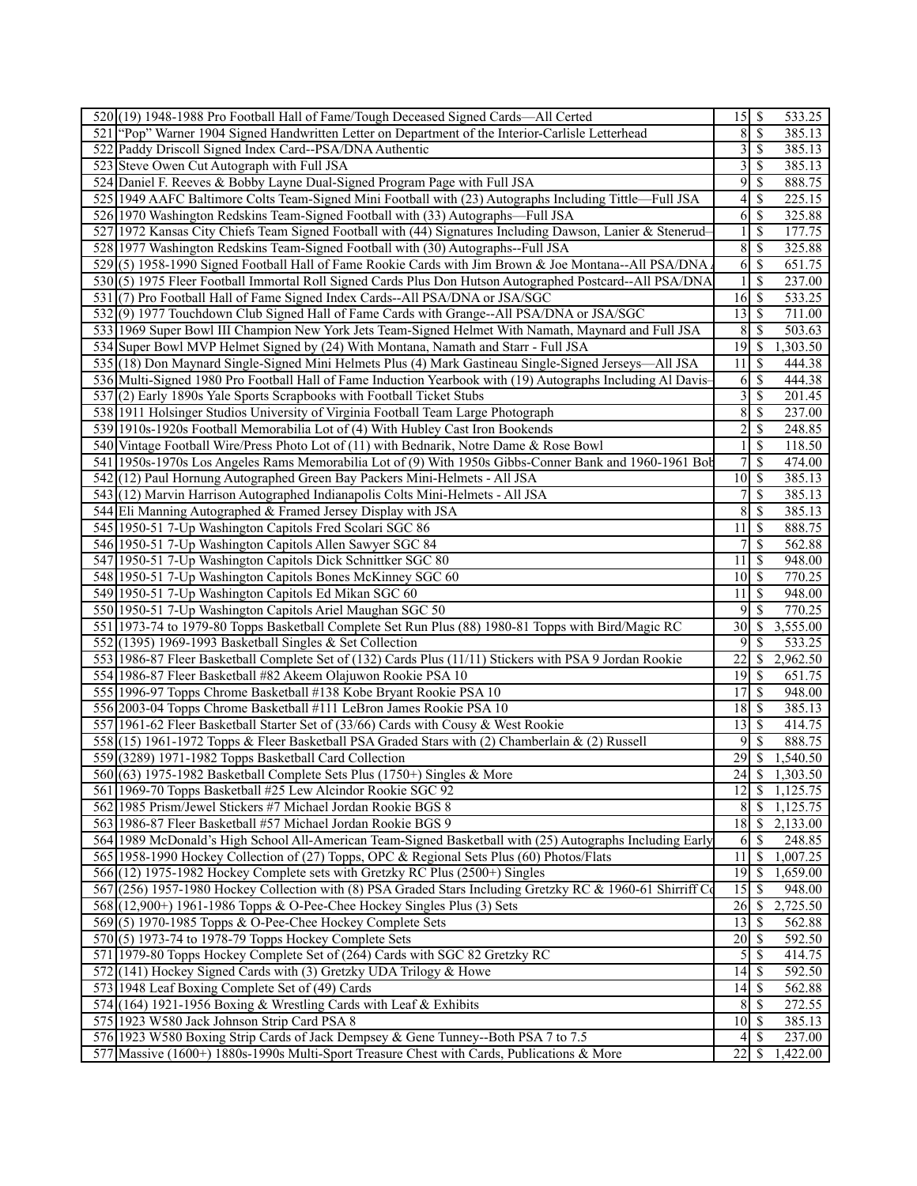| 520 | (19) 1948-1988 Pro Football Hall of Fame/Tough Deceased Signed Cards—All Certed | 15 | $ | 533.25 |
|---|---|---|---|---|
| 521 | "Pop" Warner 1904 Signed Handwritten Letter on Department of the Interior-Carlisle Letterhead | 8 | $ | 385.13 |
| 522 | Paddy Driscoll Signed Index Card--PSA/DNA Authentic | 3 | $ | 385.13 |
| 523 | Steve Owen Cut Autograph with Full JSA | 3 | $ | 385.13 |
| 524 | Daniel F. Reeves & Bobby Layne Dual-Signed Program Page with Full JSA | 9 | $ | 888.75 |
| 525 | 1949 AAFC Baltimore Colts Team-Signed Mini Football with (23) Autographs Including Tittle—Full JSA | 4 | $ | 225.15 |
| 526 | 1970 Washington Redskins Team-Signed Football with (33) Autographs—Full JSA | 6 | $ | 325.88 |
| 527 | 1972 Kansas City Chiefs Team Signed Football with (44) Signatures Including Dawson, Lanier & Stenerud– | 1 | $ | 177.75 |
| 528 | 1977 Washington Redskins Team-Signed Football with (30) Autographs--Full JSA | 8 | $ | 325.88 |
| 529 | (5) 1958-1990 Signed Football Hall of Fame Rookie Cards with Jim Brown & Joe Montana--All PSA/DNA | 6 | $ | 651.75 |
| 530 | (5) 1975 Fleer Football Immortal Roll Signed Cards Plus Don Hutson Autographed Postcard--All PSA/DNA | 1 | $ | 237.00 |
| 531 | (7) Pro Football Hall of Fame Signed Index Cards--All PSA/DNA or JSA/SGC | 16 | $ | 533.25 |
| 532 | (9) 1977 Touchdown Club Signed Hall of Fame Cards with Grange--All PSA/DNA or JSA/SGC | 13 | $ | 711.00 |
| 533 | 1969 Super Bowl III Champion New York Jets Team-Signed Helmet With Namath, Maynard and Full JSA | 8 | $ | 503.63 |
| 534 | Super Bowl MVP Helmet Signed by (24) With Montana, Namath and Starr - Full JSA | 19 | $ | 1,303.50 |
| 535 | (18) Don Maynard Single-Signed Mini Helmets Plus (4) Mark Gastineau Single-Signed Jerseys—All JSA | 11 | $ | 444.38 |
| 536 | Multi-Signed 1980 Pro Football Hall of Fame Induction Yearbook with (19) Autographs Including Al Davis– | 6 | $ | 444.38 |
| 537 | (2) Early 1890s Yale Sports Scrapbooks with Football Ticket Stubs | 3 | $ | 201.45 |
| 538 | 1911 Holsinger Studios University of Virginia Football Team Large Photograph | 8 | $ | 237.00 |
| 539 | 1910s-1920s Football Memorabilia Lot of (4) With Hubley Cast Iron Bookends | 2 | $ | 248.85 |
| 540 | Vintage Football Wire/Press Photo Lot of (11) with Bednarik, Notre Dame & Rose Bowl | 1 | $ | 118.50 |
| 541 | 1950s-1970s Los Angeles Rams Memorabilia Lot of (9) With 1950s Gibbs-Conner Bank and 1960-1961 Bob | 7 | $ | 474.00 |
| 542 | (12) Paul Hornung Autographed Green Bay Packers Mini-Helmets - All JSA | 10 | $ | 385.13 |
| 543 | (12) Marvin Harrison Autographed Indianapolis Colts Mini-Helmets - All JSA | 7 | $ | 385.13 |
| 544 | Eli Manning Autographed & Framed Jersey Display with JSA | 8 | $ | 385.13 |
| 545 | 1950-51 7-Up Washington Capitols Fred Scolari SGC 86 | 11 | $ | 888.75 |
| 546 | 1950-51 7-Up Washington Capitols Allen Sawyer SGC 84 | 7 | $ | 562.88 |
| 547 | 1950-51 7-Up Washington Capitols Dick Schnittker SGC 80 | 11 | $ | 948.00 |
| 548 | 1950-51 7-Up Washington Capitols Bones McKinney SGC 60 | 10 | $ | 770.25 |
| 549 | 1950-51 7-Up Washington Capitols Ed Mikan SGC 60 | 11 | $ | 948.00 |
| 550 | 1950-51 7-Up Washington Capitols Ariel Maughan SGC 50 | 9 | $ | 770.25 |
| 551 | 1973-74 to 1979-80 Topps Basketball Complete Set Run Plus (88) 1980-81 Topps with Bird/Magic RC | 30 | $ | 3,555.00 |
| 552 | (1395) 1969-1993 Basketball Singles & Set Collection | 9 | $ | 533.25 |
| 553 | 1986-87 Fleer Basketball Complete Set of (132) Cards Plus (11/11) Stickers with PSA 9 Jordan Rookie | 22 | $ | 2,962.50 |
| 554 | 1986-87 Fleer Basketball #82 Akeem Olajuwon Rookie PSA 10 | 19 | $ | 651.75 |
| 555 | 1996-97 Topps Chrome Basketball #138 Kobe Bryant Rookie PSA 10 | 17 | $ | 948.00 |
| 556 | 2003-04 Topps Chrome Basketball #111 LeBron James Rookie PSA 10 | 18 | $ | 385.13 |
| 557 | 1961-62 Fleer Basketball Starter Set of (33/66) Cards with Cousy & West Rookie | 13 | $ | 414.75 |
| 558 | (15) 1961-1972 Topps & Fleer Basketball PSA Graded Stars with (2) Chamberlain & (2) Russell | 9 | $ | 888.75 |
| 559 | (3289) 1971-1982 Topps Basketball Card Collection | 29 | $ | 1,540.50 |
| 560 | (63) 1975-1982 Basketball Complete Sets Plus (1750+) Singles & More | 24 | $ | 1,303.50 |
| 561 | 1969-70 Topps Basketball #25 Lew Alcindor Rookie SGC 92 | 12 | $ | 1,125.75 |
| 562 | 1985 Prism/Jewel Stickers #7 Michael Jordan Rookie BGS 8 | 8 | $ | 1,125.75 |
| 563 | 1986-87 Fleer Basketball #57 Michael Jordan Rookie BGS 9 | 18 | $ | 2,133.00 |
| 564 | 1989 McDonald's High School All-American Team-Signed Basketball with (25) Autographs Including Early | 6 | $ | 248.85 |
| 565 | 1958-1990 Hockey Collection of (27) Topps, OPC & Regional Sets Plus (60) Photos/Flats | 11 | $ | 1,007.25 |
| 566 | (12) 1975-1982 Hockey Complete sets with Gretzky RC Plus (2500+) Singles | 19 | $ | 1,659.00 |
| 567 | (256) 1957-1980 Hockey Collection with (8) PSA Graded Stars Including Gretzky RC & 1960-61 Shirriff Co | 15 | $ | 948.00 |
| 568 | (12,900+) 1961-1986 Topps & O-Pee-Chee Hockey Singles Plus (3) Sets | 26 | $ | 2,725.50 |
| 569 | (5) 1970-1985 Topps & O-Pee-Chee Hockey Complete Sets | 13 | $ | 562.88 |
| 570 | (5) 1973-74 to 1978-79 Topps Hockey Complete Sets | 20 | $ | 592.50 |
| 571 | 1979-80 Topps Hockey Complete Set of (264) Cards with SGC 82 Gretzky RC | 5 | $ | 414.75 |
| 572 | (141) Hockey Signed Cards with (3) Gretzky UDA Trilogy & Howe | 14 | $ | 592.50 |
| 573 | 1948 Leaf Boxing Complete Set of (49) Cards | 14 | $ | 562.88 |
| 574 | (164) 1921-1956 Boxing & Wrestling Cards with Leaf & Exhibits | 8 | $ | 272.55 |
| 575 | 1923 W580 Jack Johnson Strip Card PSA 8 | 10 | $ | 385.13 |
| 576 | 1923 W580 Boxing Strip Cards of Jack Dempsey & Gene Tunney--Both PSA 7 to 7.5 | 4 | $ | 237.00 |
| 577 | Massive (1600+) 1880s-1990s Multi-Sport Treasure Chest with Cards, Publications & More | 22 | $ | 1,422.00 |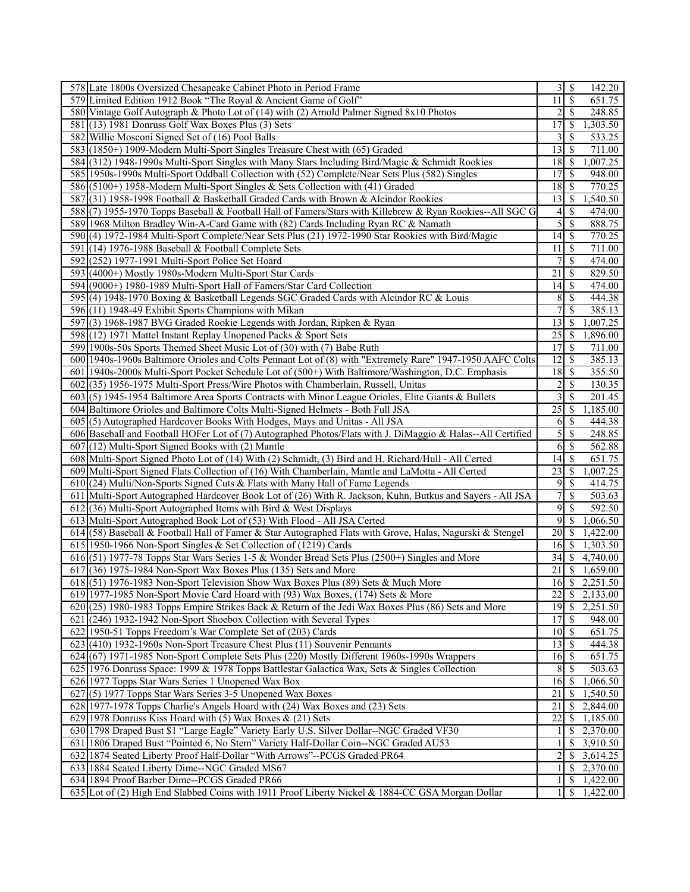| | | | | |
|---|---|---|---|---|
| 578 | Late 1800s Oversized Chesapeake Cabinet Photo in Period Frame | 3 | $ | 142.20 |
| 579 | Limited Edition 1912 Book "The Royal & Ancient Game of Golf" | 11 | $ | 651.75 |
| 580 | Vintage Golf Autograph & Photo Lot of (14) with (2) Arnold Palmer Signed 8x10 Photos | 2 | $ | 248.85 |
| 581 | (13) 1981 Donruss Golf Wax Boxes Plus (3) Sets | 17 | $ | 1,303.50 |
| 582 | Willie Mosconi Signed Set of (16) Pool Balls | 3 | $ | 533.25 |
| 583 | (1850+) 1909-Modern Multi-Sport Singles Treasure Chest with (65) Graded | 13 | $ | 711.00 |
| 584 | (312) 1948-1990s Multi-Sport Singles with Many Stars Including Bird/Magic & Schmidt Rookies | 18 | $ | 1,007.25 |
| 585 | 1950s-1990s Multi-Sport Oddball Collection with (52) Complete/Near Sets Plus (582) Singles | 17 | $ | 948.00 |
| 586 | (5100+) 1958-Modern Multi-Sport Singles & Sets Collection with (41) Graded | 18 | $ | 770.25 |
| 587 | (31) 1958-1998 Football & Basketball Graded Cards with Brown & Alcindor Rookies | 13 | $ | 1,540.50 |
| 588 | (7) 1955-1970 Topps Baseball & Football Hall of Famers/Stars with Killebrew & Ryan Rookies--All SGC G | 4 | $ | 474.00 |
| 589 | 1968 Milton Bradley Win-A-Card Game with (82) Cards Including Ryan RC & Namath | 5 | $ | 888.75 |
| 590 | (4) 1972-1984 Multi-Sport Complete/Near Sets Plus (21) 1972-1990 Star Rookies with Bird/Magic | 14 | $ | 770.25 |
| 591 | (14) 1976-1988 Baseball & Football Complete Sets | 11 | $ | 711.00 |
| 592 | (252) 1977-1991 Multi-Sport Police Set Hoard | 7 | $ | 474.00 |
| 593 | (4000+) Mostly 1980s-Modern Multi-Sport Star Cards | 21 | $ | 829.50 |
| 594 | (9000+) 1980-1989 Multi-Sport Hall of Famers/Star Card Collection | 14 | $ | 474.00 |
| 595 | (4) 1948-1970 Boxing & Basketball Legends SGC Graded Cards with Alcindor RC & Louis | 8 | $ | 444.38 |
| 596 | (11) 1948-49 Exhibit Sports Champions with Mikan | 7 | $ | 385.13 |
| 597 | (3) 1968-1987 BVG Graded Rookie Legends with Jordan, Ripken & Ryan | 13 | $ | 1,007.25 |
| 598 | (12) 1971 Mattel Instant Replay Unopened Packs & Sport Sets | 25 | $ | 1,896.00 |
| 599 | 1900s-50s Sports Themed Sheet Music Lot of (30) with (7) Babe Ruth | 17 | $ | 711.00 |
| 600 | 1940s-1960s Baltimore Orioles and Colts Pennant Lot of (8) with "Extremely Rare" 1947-1950 AAFC Colts | 12 | $ | 385.13 |
| 601 | 1940s-2000s Multi-Sport Pocket Schedule Lot of (500+) With Baltimore/Washington, D.C. Emphasis | 18 | $ | 355.50 |
| 602 | (35) 1956-1975 Multi-Sport Press/Wire Photos with Chamberlain, Russell, Unitas | 2 | $ | 130.35 |
| 603 | (5) 1945-1954 Baltimore Area Sports Contracts with Minor League Orioles, Elite Giants & Bullets | 3 | $ | 201.45 |
| 604 | Baltimore Orioles and Baltimore Colts Multi-Signed Helmets - Both Full JSA | 25 | $ | 1,185.00 |
| 605 | (5) Autographed Hardcover Books With Hodges, Mays and Unitas - All JSA | 6 | $ | 444.38 |
| 606 | Baseball and Football HOFer Lot of (7) Autographed Photos/Flats with J. DiMaggio & Halas--All Certified | 5 | $ | 248.85 |
| 607 | (12) Multi-Sport Signed Books with (2) Mantle | 6 | $ | 562.88 |
| 608 | Multi-Sport Signed Photo Lot of (14) With (2) Schmidt, (3) Bird and H. Richard/Hull - All Certed | 14 | $ | 651.75 |
| 609 | Multi-Sport Signed Flats Collection of (16) With Chamberlain, Mantle and LaMotta - All Certed | 23 | $ | 1,007.25 |
| 610 | (24) Multi/Non-Sports Signed Cuts & Flats with Many Hall of Fame Legends | 9 | $ | 414.75 |
| 611 | Multi-Sport Autographed Hardcover Book Lot of (26) With R. Jackson, Kuhn, Butkus and Sayers - All JSA | 7 | $ | 503.63 |
| 612 | (36) Multi-Sport Autographed Items with Bird & West Displays | 9 | $ | 592.50 |
| 613 | Multi-Sport Autographed Book Lot of (53) With Flood - All JSA Certed | 9 | $ | 1,066.50 |
| 614 | (58) Baseball & Football Hall of Famer & Star Autographed Flats with Grove, Halas, Nagurski & Stengel | 20 | $ | 1,422.00 |
| 615 | 1950-1966 Non-Sport Singles & Set Collection of (1219) Cards | 16 | $ | 1,303.50 |
| 616 | (51) 1977-78 Topps Star Wars Series 1-5 & Wonder Bread Sets Plus (2500+) Singles and More | 34 | $ | 4,740.00 |
| 617 | (36) 1975-1984 Non-Sport Wax Boxes Plus (135) Sets and More | 21 | $ | 1,659.00 |
| 618 | (51) 1976-1983 Non-Sport Television Show Wax Boxes Plus (89) Sets & Much More | 16 | $ | 2,251.50 |
| 619 | 1977-1985 Non-Sport Movie Card Hoard with (93) Wax Boxes, (174) Sets & More | 22 | $ | 2,133.00 |
| 620 | (25) 1980-1983 Topps Empire Strikes Back & Return of the Jedi Wax Boxes Plus (86) Sets and More | 19 | $ | 2,251.50 |
| 621 | (246) 1932-1942 Non-Sport Shoebox Collection with Several Types | 17 | $ | 948.00 |
| 622 | 1950-51 Topps Freedom's War Complete Set of (203) Cards | 10 | $ | 651.75 |
| 623 | (410) 1932-1960s Non-Sport Treasure Chest Plus (11) Souvenir Pennants | 13 | $ | 444.38 |
| 624 | (67) 1971-1985 Non-Sport Complete Sets Plus (220) Mostly Different 1960s-1990s Wrappers | 16 | $ | 651.75 |
| 625 | 1976 Donruss Space: 1999 & 1978 Topps Battlestar Galactica Wax, Sets & Singles Collection | 8 | $ | 503.63 |
| 626 | 1977 Topps Star Wars Series 1 Unopened Wax Box | 16 | $ | 1,066.50 |
| 627 | (5) 1977 Topps Star Wars Series 3-5 Unopened Wax Boxes | 21 | $ | 1,540.50 |
| 628 | 1977-1978 Topps Charlie's Angels Hoard with (24) Wax Boxes and (23) Sets | 21 | $ | 2,844.00 |
| 629 | 1978 Donruss Kiss Hoard with (5) Wax Boxes & (21) Sets | 22 | $ | 1,185.00 |
| 630 | 1798 Draped Bust $1 "Large Eagle" Variety Early U.S. Silver Dollar--NGC Graded VF30 | 1 | $ | 2,370.00 |
| 631 | 1806 Draped Bust "Pointed 6, No Stem" Variety Half-Dollar Coin--NGC Graded AU53 | 1 | $ | 3,910.50 |
| 632 | 1874 Seated Liberty Proof Half-Dollar "With Arrows"--PCGS Graded PR64 | 2 | $ | 3,614.25 |
| 633 | 1884 Seated Liberty Dime--NGC Graded MS67 | 1 | $ | 2,370.00 |
| 634 | 1894 Proof Barber Dime--PCGS Graded PR66 | 1 | $ | 1,422.00 |
| 635 | Lot of (2) High End Slabbed Coins with 1911 Proof Liberty Nickel & 1884-CC GSA Morgan Dollar | 1 | $ | 1,422.00 |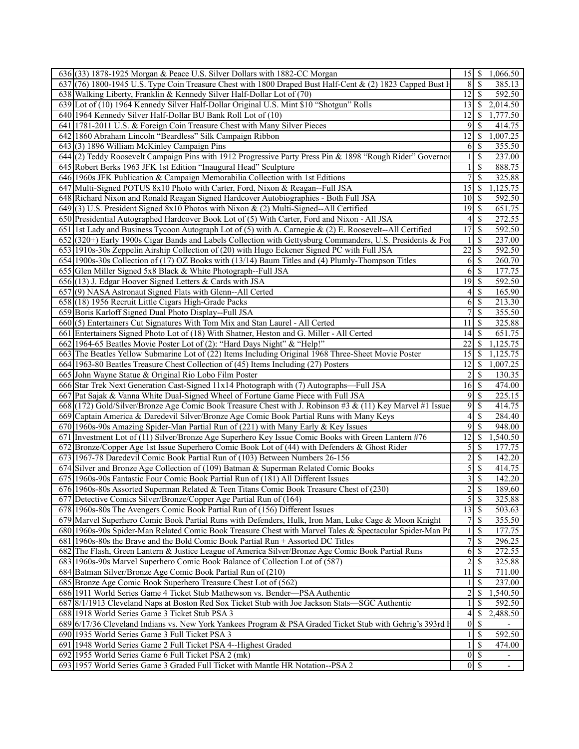| | | | | |
|---|---|---|---|---|
| 636 | (33) 1878-1925 Morgan & Peace U.S. Silver Dollars with 1882-CC Morgan | 15 | $ | 1,066.50 |
| 637 | (76) 1800-1945 U.S. Type Coin Treasure Chest with 1800 Draped Bust Half-Cent & (2) 1823 Capped Bust H | 8 | $ | 385.13 |
| 638 | Walking Liberty, Franklin & Kennedy Silver Half-Dollar Lot of (70) | 12 | $ | 592.50 |
| 639 | Lot of (10) 1964 Kennedy Silver Half-Dollar Original U.S. Mint $10 "Shotgun" Rolls | 13 | $ | 2,014.50 |
| 640 | 1964 Kennedy Silver Half-Dollar BU Bank Roll Lot of (10) | 12 | $ | 1,777.50 |
| 641 | 1781-2011 U.S. & Foreign Coin Treasure Chest with Many Silver Pieces | 9 | $ | 414.75 |
| 642 | 1860 Abraham Lincoln "Beardless" Silk Campaign Ribbon | 12 | $ | 1,007.25 |
| 643 | (3) 1896 William McKinley Campaign Pins | 6 | $ | 355.50 |
| 644 | (2) Teddy Roosevelt Campaign Pins with 1912 Progressive Party Press Pin & 1898 "Rough Rider" Governor | 1 | $ | 237.00 |
| 645 | Robert Berks 1963 JFK 1st Edition "Inaugural Head" Sculpture | 1 | $ | 888.75 |
| 646 | 1960s JFK Publication & Campaign Memorabilia Collection with 1st Editions | 7 | $ | 325.88 |
| 647 | Multi-Signed POTUS 8x10 Photo with Carter, Ford, Nixon & Reagan--Full JSA | 15 | $ | 1,125.75 |
| 648 | Richard Nixon and Ronald Reagan Signed Hardcover Autobiographies - Both Full JSA | 10 | $ | 592.50 |
| 649 | (3) U.S. President Signed 8x10 Photos with Nixon & (2) Multi-Signed--All Certified | 19 | $ | 651.75 |
| 650 | Presidential Autographed Hardcover Book Lot of (5) With Carter, Ford and Nixon - All JSA | 4 | $ | 272.55 |
| 651 | 1st Lady and Business Tycoon Autograph Lot of (5) with A. Carnegie & (2) E. Roosevelt--All Certified | 17 | $ | 592.50 |
| 652 | (320+) Early 1900s Cigar Bands and Labels Collection with Gettysburg Commanders, U.S. Presidents & For | 1 | $ | 237.00 |
| 653 | 1910s-30s Zeppelin Airship Collection of (20) with Hugo Eckener Signed PC with Full JSA | 22 | $ | 592.50 |
| 654 | 1900s-30s Collection of (17) OZ Books with (13/14) Baum Titles and (4) Plumly-Thompson Titles | 6 | $ | 260.70 |
| 655 | Glen Miller Signed 5x8 Black & White Photograph--Full JSA | 6 | $ | 177.75 |
| 656 | (13) J. Edgar Hoover Signed Letters & Cards with JSA | 19 | $ | 592.50 |
| 657 | (9) NASA Astronaut Signed Flats with Glenn--All Certed | 4 | $ | 165.90 |
| 658 | (18) 1956 Recruit Little Cigars High-Grade Packs | 6 | $ | 213.30 |
| 659 | Boris Karloff Signed Dual Photo Display--Full JSA | 7 | $ | 355.50 |
| 660 | (5) Entertainers Cut Signatures With Tom Mix and Stan Laurel - All Certed | 11 | $ | 325.88 |
| 661 | Entertainers Signed Photo Lot of (18) With Shatner, Heston and G. Miller - All Certed | 14 | $ | 651.75 |
| 662 | 1964-65 Beatles Movie Poster Lot of (2): "Hard Days Night" & "Help!" | 22 | $ | 1,125.75 |
| 663 | The Beatles Yellow Submarine Lot of (22) Items Including Original 1968 Three-Sheet Movie Poster | 15 | $ | 1,125.75 |
| 664 | 1963-80 Beatles Treasure Chest Collection of (45) Items Including (27) Posters | 12 | $ | 1,007.25 |
| 665 | John Wayne Statue & Original Rio Lobo Film Poster | 2 | $ | 130.35 |
| 666 | Star Trek Next Generation Cast-Signed 11x14 Photograph with (7) Autographs—Full JSA | 16 | $ | 474.00 |
| 667 | Pat Sajak & Vanna White Dual-Signed Wheel of Fortune Game Piece with Full JSA | 9 | $ | 225.15 |
| 668 | (172) Gold/Silver/Bronze Age Comic Book Treasure Chest with J. Robinson #3 & (11) Key Marvel #1 Issues | 9 | $ | 414.75 |
| 669 | Captain America & Daredevil Silver/Bronze Age Comic Book Partial Runs with Many Keys | 4 | $ | 284.40 |
| 670 | 1960s-90s Amazing Spider-Man Partial Run of (221) with Many Early & Key Issues | 9 | $ | 948.00 |
| 671 | Investment Lot of (11) Silver/Bronze Age Superhero Key Issue Comic Books with Green Lantern #76 | 12 | $ | 1,540.50 |
| 672 | Bronze/Copper Age 1st Issue Superhero Comic Book Lot of (44) with Defenders & Ghost Rider | 5 | $ | 177.75 |
| 673 | 1967-78 Daredevil Comic Book Partial Run of (103) Between Numbers 26-156 | 2 | $ | 142.20 |
| 674 | Silver and Bronze Age Collection of (109) Batman & Superman Related Comic Books | 5 | $ | 414.75 |
| 675 | 1960s-90s Fantastic Four Comic Book Partial Run of (181) All Different Issues | 3 | $ | 142.20 |
| 676 | 1960s-80s Assorted Superman Related & Teen Titans Comic Book Treasure Chest of (230) | 2 | $ | 189.60 |
| 677 | Detective Comics Silver/Bronze/Copper Age Partial Run of (164) | 5 | $ | 325.88 |
| 678 | 1960s-80s The Avengers Comic Book Partial Run of (156) Different Issues | 13 | $ | 503.63 |
| 679 | Marvel Superhero Comic Book Partial Runs with Defenders, Hulk, Iron Man, Luke Cage & Moon Knight | 7 | $ | 355.50 |
| 680 | 1960s-90s Spider-Man Related Comic Book Treasure Chest with Marvel Tales & Spectacular Spider-Man Pa | 1 | $ | 177.75 |
| 681 | 1960s-80s the Brave and the Bold Comic Book Partial Run + Assorted DC Titles | 7 | $ | 296.25 |
| 682 | The Flash, Green Lantern & Justice League of America Silver/Bronze Age Comic Book Partial Runs | 6 | $ | 272.55 |
| 683 | 1960s-90s Marvel Superhero Comic Book Balance of Collection Lot of (587) | 2 | $ | 325.88 |
| 684 | Batman Silver/Bronze Age Comic Book Partial Run of (210) | 11 | $ | 711.00 |
| 685 | Bronze Age Comic Book Superhero Treasure Chest Lot of (562) | 1 | $ | 237.00 |
| 686 | 1911 World Series Game 4 Ticket Stub Mathewson vs. Bender—PSA Authentic | 2 | $ | 1,540.50 |
| 687 | 8/1/1913 Cleveland Naps at Boston Red Sox Ticket Stub with Joe Jackson Stats—SGC Authentic | 1 | $ | 592.50 |
| 688 | 1918 World Series Game 3 Ticket Stub PSA 3 | 4 | $ | 2,488.50 |
| 689 | 6/17/36 Cleveland Indians vs. New York Yankees Program & PSA Graded Ticket Stub with Gehrig's 393rd H | 0 | $ | - |
| 690 | 1935 World Series Game 3 Full Ticket PSA 3 | 1 | $ | 592.50 |
| 691 | 1948 World Series Game 2 Full Ticket PSA 4--Highest Graded | 1 | $ | 474.00 |
| 692 | 1955 World Series Game 6 Full Ticket PSA 2 (mk) | 0 | $ | - |
| 693 | 1957 World Series Game 3 Graded Full Ticket with Mantle HR Notation--PSA 2 | 0 | $ | - |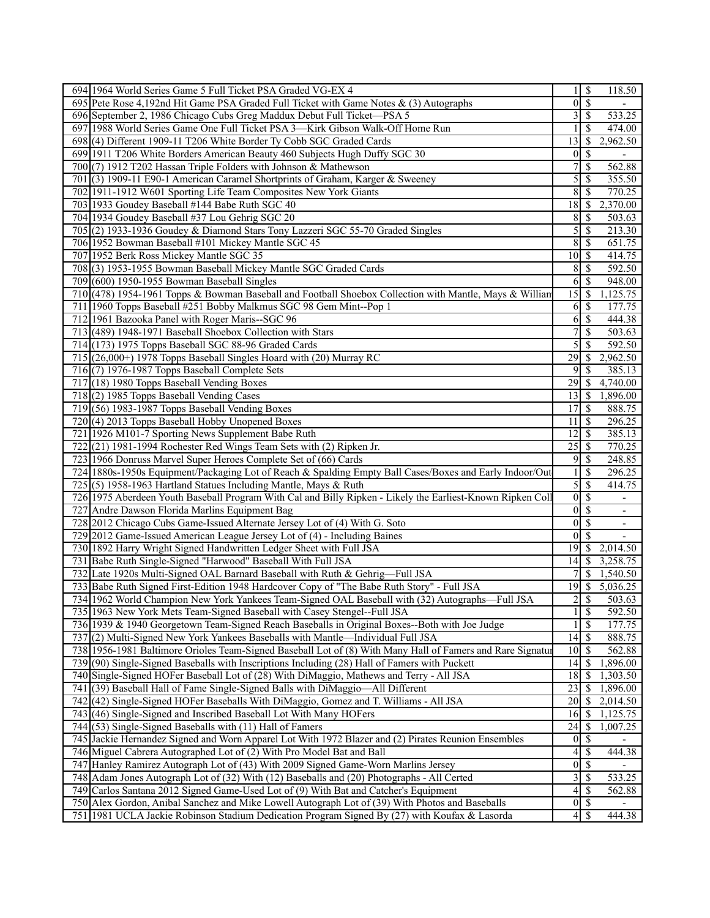| | | | | |
|---|---|---|---|---|
| 694 | 1964 World Series Game 5 Full Ticket PSA Graded VG-EX 4 | 1 | $ | 118.50 |
| 695 | Pete Rose 4,192nd Hit Game PSA Graded Full Ticket with Game Notes & (3) Autographs | 0 | $ | - |
| 696 | September 2, 1986 Chicago Cubs Greg Maddux Debut Full Ticket—PSA 5 | 3 | $ | 533.25 |
| 697 | 1988 World Series Game One Full Ticket PSA 3—Kirk Gibson Walk-Off Home Run | 1 | $ | 474.00 |
| 698 | (4) Different 1909-11 T206 White Border Ty Cobb SGC Graded Cards | 13 | $ | 2,962.50 |
| 699 | 1911 T206 White Borders American Beauty 460 Subjects Hugh Duffy SGC 30 | 0 | $ | - |
| 700 | (7) 1912 T202 Hassan Triple Folders with Johnson & Mathewson | 7 | $ | 562.88 |
| 701 | (3) 1909-11 E90-1 American Caramel Shortprints of Graham, Karger & Sweeney | 5 | $ | 355.50 |
| 702 | 1911-1912 W601 Sporting Life Team Composites New York Giants | 8 | $ | 770.25 |
| 703 | 1933 Goudey Baseball #144 Babe Ruth SGC 40 | 18 | $ | 2,370.00 |
| 704 | 1934 Goudey Baseball #37 Lou Gehrig SGC 20 | 8 | $ | 503.63 |
| 705 | (2) 1933-1936 Goudey & Diamond Stars Tony Lazzeri SGC 55-70 Graded Singles | 5 | $ | 213.30 |
| 706 | 1952 Bowman Baseball #101 Mickey Mantle SGC 45 | 8 | $ | 651.75 |
| 707 | 1952 Berk Ross Mickey Mantle SGC 35 | 10 | $ | 414.75 |
| 708 | (3) 1953-1955 Bowman Baseball Mickey Mantle SGC Graded Cards | 8 | $ | 592.50 |
| 709 | (600) 1950-1955 Bowman Baseball Singles | 6 | $ | 948.00 |
| 710 | (478) 1954-1961 Topps & Bowman Baseball and Football Shoebox Collection with Mantle, Mays & Willian | 15 | $ | 1,125.75 |
| 711 | 1960 Topps Baseball #251 Bobby Malkmus SGC 98 Gem Mint--Pop 1 | 6 | $ | 177.75 |
| 712 | 1961 Bazooka Panel with Roger Maris--SGC 96 | 6 | $ | 444.38 |
| 713 | (489) 1948-1971 Baseball Shoebox Collection with Stars | 7 | $ | 503.63 |
| 714 | (173) 1975 Topps Baseball SGC 88-96 Graded Cards | 5 | $ | 592.50 |
| 715 | (26,000+) 1978 Topps Baseball Singles Hoard with (20) Murray RC | 29 | $ | 2,962.50 |
| 716 | (7) 1976-1987 Topps Baseball Complete Sets | 9 | $ | 385.13 |
| 717 | (18) 1980 Topps Baseball Vending Boxes | 29 | $ | 4,740.00 |
| 718 | (2) 1985 Topps Baseball Vending Cases | 13 | $ | 1,896.00 |
| 719 | (56) 1983-1987 Topps Baseball Vending Boxes | 17 | $ | 888.75 |
| 720 | (4) 2013 Topps Baseball Hobby Unopened Boxes | 11 | $ | 296.25 |
| 721 | 1926 M101-7 Sporting News Supplement Babe Ruth | 12 | $ | 385.13 |
| 722 | (21) 1981-1994 Rochester Red Wings Team Sets with (2) Ripken Jr. | 25 | $ | 770.25 |
| 723 | 1966 Donruss Marvel Super Heroes Complete Set of (66) Cards | 9 | $ | 248.85 |
| 724 | 1880s-1950s Equipment/Packaging Lot of Reach & Spalding Empty Ball Cases/Boxes and Early Indoor/Out | 1 | $ | 296.25 |
| 725 | (5) 1958-1963 Hartland Statues Including Mantle, Mays & Ruth | 5 | $ | 414.75 |
| 726 | 1975 Aberdeen Youth Baseball Program With Cal and Billy Ripken - Likely the Earliest-Known Ripken Coll | 0 | $ | - |
| 727 | Andre Dawson Florida Marlins Equipment Bag | 0 | $ | - |
| 728 | 2012 Chicago Cubs Game-Issued Alternate Jersey Lot of (4) With G. Soto | 0 | $ | - |
| 729 | 2012 Game-Issued American League Jersey Lot of (4) - Including Baines | 0 | $ | - |
| 730 | 1892 Harry Wright Signed Handwritten Ledger Sheet with Full JSA | 19 | $ | 2,014.50 |
| 731 | Babe Ruth Single-Signed "Harwood" Baseball With Full JSA | 14 | $ | 3,258.75 |
| 732 | Late 1920s Multi-Signed OAL Barnard Baseball with Ruth & Gehrig—Full JSA | 7 | $ | 1,540.50 |
| 733 | Babe Ruth Signed First-Edition 1948 Hardcover Copy of "The Babe Ruth Story" - Full JSA | 19 | $ | 5,036.25 |
| 734 | 1962 World Champion New York Yankees Team-Signed OAL Baseball with (32) Autographs—Full JSA | 2 | $ | 503.63 |
| 735 | 1963 New York Mets Team-Signed Baseball with Casey Stengel--Full JSA | 1 | $ | 592.50 |
| 736 | 1939 & 1940 Georgetown Team-Signed Reach Baseballs in Original Boxes--Both with Joe Judge | 1 | $ | 177.75 |
| 737 | (2) Multi-Signed New York Yankees Baseballs with Mantle—Individual Full JSA | 14 | $ | 888.75 |
| 738 | 1956-1981 Baltimore Orioles Team-Signed Baseball Lot of (8) With Many Hall of Famers and Rare Signatur | 10 | $ | 562.88 |
| 739 | (90) Single-Signed Baseballs with Inscriptions Including (28) Hall of Famers with Puckett | 14 | $ | 1,896.00 |
| 740 | Single-Signed HOFer Baseball Lot of (28) With DiMaggio, Mathews and Terry - All JSA | 18 | $ | 1,303.50 |
| 741 | (39) Baseball Hall of Fame Single-Signed Balls with DiMaggio—All Different | 23 | $ | 1,896.00 |
| 742 | (42) Single-Signed HOFer Baseballs With DiMaggio, Gomez and T. Williams - All JSA | 20 | $ | 2,014.50 |
| 743 | (46) Single-Signed and Inscribed Baseball Lot With Many HOFers | 16 | $ | 1,125.75 |
| 744 | (53) Single-Signed Baseballs with (11) Hall of Famers | 24 | $ | 1,007.25 |
| 745 | Jackie Hernandez Signed and Worn Apparel Lot With 1972 Blazer and (2) Pirates Reunion Ensembles | 0 | $ | - |
| 746 | Miguel Cabrera Autographed Lot of (2) With Pro Model Bat and Ball | 4 | $ | 444.38 |
| 747 | Hanley Ramirez Autograph Lot of (43) With 2009 Signed Game-Worn Marlins Jersey | 0 | $ | - |
| 748 | Adam Jones Autograph Lot of (32) With (12) Baseballs and (20) Photographs - All Certed | 3 | $ | 533.25 |
| 749 | Carlos Santana 2012 Signed Game-Used Lot of (9) With Bat and Catcher's Equipment | 4 | $ | 562.88 |
| 750 | Alex Gordon, Anibal Sanchez and Mike Lowell Autograph Lot of (39) With Photos and Baseballs | 0 | $ | - |
| 751 | 1981 UCLA Jackie Robinson Stadium Dedication Program Signed By (27) with Koufax & Lasorda | 4 | $ | 444.38 |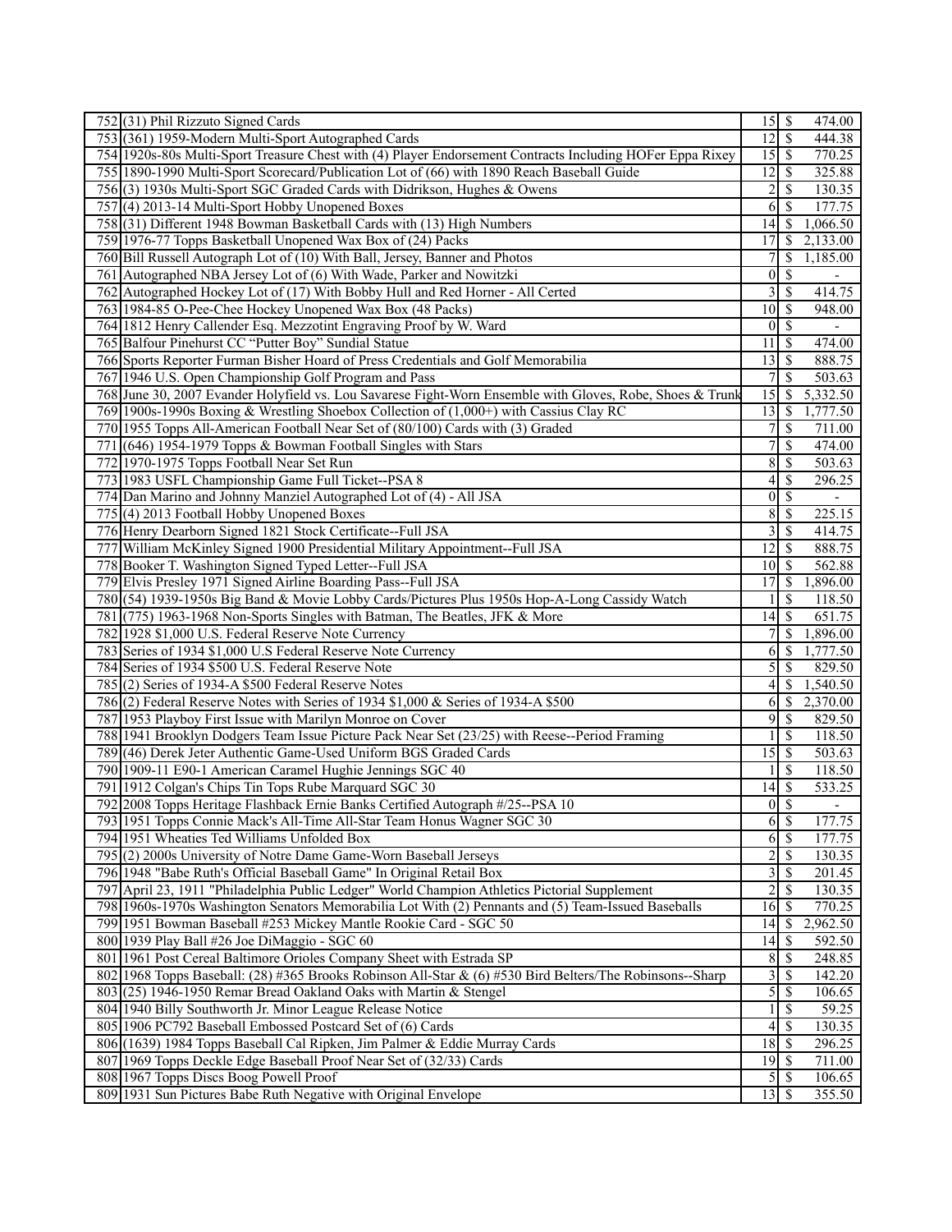| | | | | |
|---|---|---|---|---|
| 752 | (31) Phil Rizzuto Signed Cards | 15 | $ | 474.00 |
| 753 | (361) 1959-Modern Multi-Sport Autographed Cards | 12 | $ | 444.38 |
| 754 | 1920s-80s Multi-Sport Treasure Chest with (4) Player Endorsement Contracts Including HOFer Eppa Rixey | 15 | $ | 770.25 |
| 755 | 1890-1990 Multi-Sport Scorecard/Publication Lot of (66) with 1890 Reach Baseball Guide | 12 | $ | 325.88 |
| 756 | (3) 1930s Multi-Sport SGC Graded Cards with Didrikson, Hughes & Owens | 2 | $ | 130.35 |
| 757 | (4) 2013-14 Multi-Sport Hobby Unopened Boxes | 6 | $ | 177.75 |
| 758 | (31) Different 1948 Bowman Basketball Cards with (13) High Numbers | 14 | $ | 1,066.50 |
| 759 | 1976-77 Topps Basketball Unopened Wax Box of (24) Packs | 17 | $ | 2,133.00 |
| 760 | Bill Russell Autograph Lot of (10) With Ball, Jersey, Banner and Photos | 7 | $ | 1,185.00 |
| 761 | Autographed NBA Jersey Lot of (6) With Wade, Parker and Nowitzki | 0 | $ | - |
| 762 | Autographed Hockey Lot of (17) With Bobby Hull and Red Horner - All Certed | 3 | $ | 414.75 |
| 763 | 1984-85 O-Pee-Chee Hockey Unopened Wax Box (48 Packs) | 10 | $ | 948.00 |
| 764 | 1812 Henry Callender Esq. Mezzotint Engraving Proof by W. Ward | 0 | $ | - |
| 765 | Balfour Pinehurst CC "Putter Boy" Sundial Statue | 11 | $ | 474.00 |
| 766 | Sports Reporter Furman Bisher Hoard of Press Credentials and Golf Memorabilia | 13 | $ | 888.75 |
| 767 | 1946 U.S. Open Championship Golf Program and Pass | 7 | $ | 503.63 |
| 768 | June 30, 2007 Evander Holyfield vs. Lou Savarese Fight-Worn Ensemble with Gloves, Robe, Shoes & Trunk | 15 | $ | 5,332.50 |
| 769 | 1900s-1990s Boxing & Wrestling Shoebox Collection of (1,000+) with Cassius Clay RC | 13 | $ | 1,777.50 |
| 770 | 1955 Topps All-American Football Near Set of (80/100) Cards with (3) Graded | 7 | $ | 711.00 |
| 771 | (646) 1954-1979 Topps & Bowman Football Singles with Stars | 7 | $ | 474.00 |
| 772 | 1970-1975 Topps Football Near Set Run | 8 | $ | 503.63 |
| 773 | 1983 USFL Championship Game Full Ticket--PSA 8 | 4 | $ | 296.25 |
| 774 | Dan Marino and Johnny Manziel Autographed Lot of (4) - All JSA | 0 | $ | - |
| 775 | (4) 2013 Football Hobby Unopened Boxes | 8 | $ | 225.15 |
| 776 | Henry Dearborn Signed 1821 Stock Certificate--Full JSA | 3 | $ | 414.75 |
| 777 | William McKinley Signed 1900 Presidential Military Appointment--Full JSA | 12 | $ | 888.75 |
| 778 | Booker T. Washington Signed Typed Letter--Full JSA | 10 | $ | 562.88 |
| 779 | Elvis Presley 1971 Signed Airline Boarding Pass--Full JSA | 17 | $ | 1,896.00 |
| 780 | (54) 1939-1950s Big Band & Movie Lobby Cards/Pictures Plus 1950s Hop-A-Long Cassidy Watch | 1 | $ | 118.50 |
| 781 | (775) 1963-1968 Non-Sports Singles with Batman, The Beatles, JFK & More | 14 | $ | 651.75 |
| 782 | 1928 $1,000 U.S. Federal Reserve Note Currency | 7 | $ | 1,896.00 |
| 783 | Series of 1934 $1,000 U.S Federal Reserve Note Currency | 6 | $ | 1,777.50 |
| 784 | Series of 1934 $500 U.S. Federal Reserve Note | 5 | $ | 829.50 |
| 785 | (2) Series of 1934-A $500 Federal Reserve Notes | 4 | $ | 1,540.50 |
| 786 | (2) Federal Reserve Notes with Series of 1934 $1,000 & Series of 1934-A $500 | 6 | $ | 2,370.00 |
| 787 | 1953 Playboy First Issue with Marilyn Monroe on Cover | 9 | $ | 829.50 |
| 788 | 1941 Brooklyn Dodgers Team Issue Picture Pack Near Set (23/25) with Reese--Period Framing | 1 | $ | 118.50 |
| 789 | (46) Derek Jeter Authentic Game-Used Uniform BGS Graded Cards | 15 | $ | 503.63 |
| 790 | 1909-11 E90-1 American Caramel Hughie Jennings SGC 40 | 1 | $ | 118.50 |
| 791 | 1912 Colgan's Chips Tin Tops Rube Marquard SGC 30 | 14 | $ | 533.25 |
| 792 | 2008 Topps Heritage Flashback Ernie Banks Certified Autograph #/25--PSA 10 | 0 | $ | - |
| 793 | 1951 Topps Connie Mack's All-Time All-Star Team Honus Wagner SGC 30 | 6 | $ | 177.75 |
| 794 | 1951 Wheaties Ted Williams Unfolded Box | 6 | $ | 177.75 |
| 795 | (2) 2000s University of Notre Dame Game-Worn Baseball Jerseys | 2 | $ | 130.35 |
| 796 | 1948 "Babe Ruth's Official Baseball Game" In Original Retail Box | 3 | $ | 201.45 |
| 797 | April 23, 1911 "Philadelphia Public Ledger" World Champion Athletics Pictorial Supplement | 2 | $ | 130.35 |
| 798 | 1960s-1970s Washington Senators Memorabilia Lot With (2) Pennants and (5) Team-Issued Baseballs | 16 | $ | 770.25 |
| 799 | 1951 Bowman Baseball #253 Mickey Mantle Rookie Card - SGC 50 | 14 | $ | 2,962.50 |
| 800 | 1939 Play Ball #26 Joe DiMaggio - SGC 60 | 14 | $ | 592.50 |
| 801 | 1961 Post Cereal Baltimore Orioles Company Sheet with Estrada SP | 8 | $ | 248.85 |
| 802 | 1968 Topps Baseball: (28) #365 Brooks Robinson All-Star & (6) #530 Bird Belters/The Robinsons--Sharp | 3 | $ | 142.20 |
| 803 | (25) 1946-1950 Remar Bread Oakland Oaks with Martin & Stengel | 5 | $ | 106.65 |
| 804 | 1940 Billy Southworth Jr. Minor League Release Notice | 1 | $ | 59.25 |
| 805 | 1906 PC792 Baseball Embossed Postcard Set of (6) Cards | 4 | $ | 130.35 |
| 806 | (1639) 1984 Topps Baseball Cal Ripken, Jim Palmer & Eddie Murray Cards | 18 | $ | 296.25 |
| 807 | 1969 Topps Deckle Edge Baseball Proof Near Set of (32/33) Cards | 19 | $ | 711.00 |
| 808 | 1967 Topps Discs Boog Powell Proof | 5 | $ | 106.65 |
| 809 | 1931 Sun Pictures Babe Ruth Negative with Original Envelope | 13 | $ | 355.50 |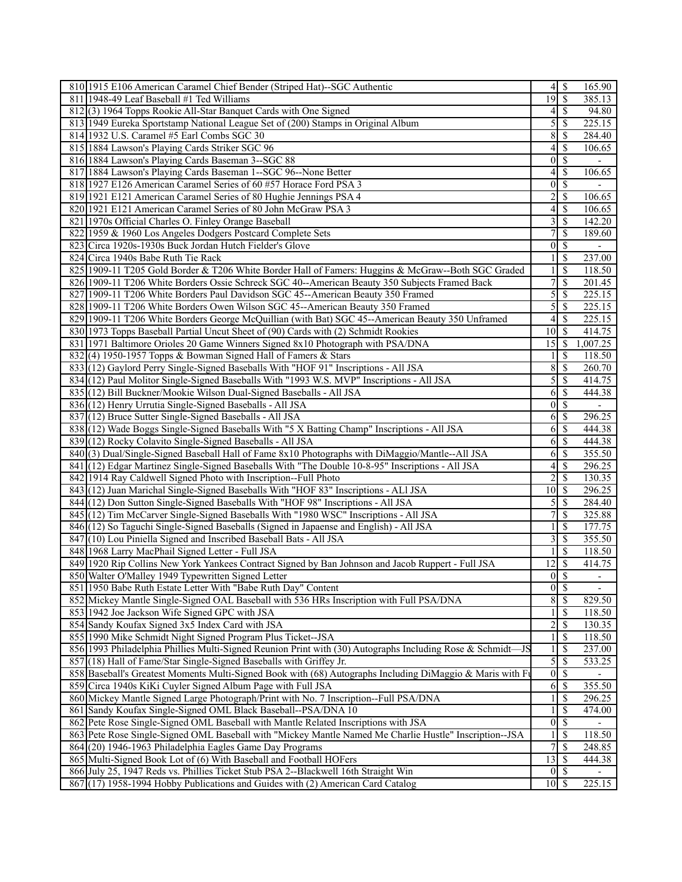| | | | | |
|---|---|---|---|---|
| 810 | 1915 E106 American Caramel Chief Bender (Striped Hat)--SGC Authentic | 4 | $ | 165.90 |
| 811 | 1948-49 Leaf Baseball #1 Ted Williams | 19 | $ | 385.13 |
| 812 | (3) 1964 Topps Rookie All-Star Banquet Cards with One Signed | 4 | $ | 94.80 |
| 813 | 1949 Eureka Sportstamp National League Set of (200) Stamps in Original Album | 5 | $ | 225.15 |
| 814 | 1932 U.S. Caramel #5 Earl Combs SGC 30 | 8 | $ | 284.40 |
| 815 | 1884 Lawson's Playing Cards Striker SGC 96 | 4 | $ | 106.65 |
| 816 | 1884 Lawson's Playing Cards Baseman 3--SGC 88 | 0 | $ | - |
| 817 | 1884 Lawson's Playing Cards Baseman 1--SGC 96--None Better | 4 | $ | 106.65 |
| 818 | 1927 E126 American Caramel Series of 60 #57 Horace Ford PSA 3 | 0 | $ | - |
| 819 | 1921 E121 American Caramel Series of 80 Hughie Jennings PSA 4 | 2 | $ | 106.65 |
| 820 | 1921 E121 American Caramel Series of 80 John McGraw PSA 3 | 4 | $ | 106.65 |
| 821 | 1970s Official Charles O. Finley Orange Baseball | 3 | $ | 142.20 |
| 822 | 1959 & 1960 Los Angeles Dodgers Postcard Complete Sets | 7 | $ | 189.60 |
| 823 | Circa 1920s-1930s Buck Jordan Hutch Fielder's Glove | 0 | $ | - |
| 824 | Circa 1940s Babe Ruth Tie Rack | 1 | $ | 237.00 |
| 825 | 1909-11 T205 Gold Border & T206 White Border Hall of Famers: Huggins & McGraw--Both SGC Graded | 1 | $ | 118.50 |
| 826 | 1909-11 T206 White Borders Ossie Schreck SGC 40--American Beauty 350 Subjects Framed Back | 7 | $ | 201.45 |
| 827 | 1909-11 T206 White Borders Paul Davidson SGC 45--American Beauty 350 Framed | 5 | $ | 225.15 |
| 828 | 1909-11 T206 White Borders Owen Wilson SGC 45--American Beauty 350 Framed | 5 | $ | 225.15 |
| 829 | 1909-11 T206 White Borders George McQuillian (with Bat) SGC 45--American Beauty 350 Unframed | 4 | $ | 225.15 |
| 830 | 1973 Topps Baseball Partial Uncut Sheet of (90) Cards with (2) Schmidt Rookies | 10 | $ | 414.75 |
| 831 | 1971 Baltimore Orioles 20 Game Winners Signed 8x10 Photograph with PSA/DNA | 15 | $ | 1,007.25 |
| 832 | (4) 1950-1957 Topps & Bowman Signed Hall of Famers & Stars | 1 | $ | 118.50 |
| 833 | (12) Gaylord Perry Single-Signed Baseballs With "HOF 91" Inscriptions - All JSA | 8 | $ | 260.70 |
| 834 | (12) Paul Molitor Single-Signed Baseballs With "1993 W.S. MVP" Inscriptions - All JSA | 5 | $ | 414.75 |
| 835 | (12) Bill Buckner/Mookie Wilson Dual-Signed Baseballs - All JSA | 6 | $ | 444.38 |
| 836 | (12) Henry Urrutia Single-Signed Baseballs - All JSA | 0 | $ | - |
| 837 | (12) Bruce Sutter Single-Signed Baseballs - All JSA | 6 | $ | 296.25 |
| 838 | (12) Wade Boggs Single-Signed Baseballs With "5 X Batting Champ" Inscriptions - All JSA | 6 | $ | 444.38 |
| 839 | (12) Rocky Colavito Single-Signed Baseballs - All JSA | 6 | $ | 444.38 |
| 840 | (3) Dual/Single-Signed Baseball Hall of Fame 8x10 Photographs with DiMaggio/Mantle--All JSA | 6 | $ | 355.50 |
| 841 | (12) Edgar Martinez Single-Signed Baseballs With "The Double 10-8-95" Inscriptions - All JSA | 4 | $ | 296.25 |
| 842 | 1914 Ray Caldwell Signed Photo with Inscription--Full Photo | 2 | $ | 130.35 |
| 843 | (12) Juan Marichal Single-Signed Baseballs With "HOF 83" Inscriptions - ALl JSA | 10 | $ | 296.25 |
| 844 | (12) Don Sutton Single-Signed Baseballs With "HOF 98" Inscriptions - All JSA | 5 | $ | 284.40 |
| 845 | (12) Tim McCarver Single-Signed Baseballs With "1980 WSC" Inscriptions - All JSA | 7 | $ | 325.88 |
| 846 | (12) So Taguchi Single-Signed Baseballs (Signed in Japaense and English) - All JSA | 1 | $ | 177.75 |
| 847 | (10) Lou Piniella Signed and Inscribed Baseball Bats - All JSA | 3 | $ | 355.50 |
| 848 | 1968 Larry MacPhail Signed Letter - Full JSA | 1 | $ | 118.50 |
| 849 | 1920 Rip Collins New York Yankees Contract Signed by Ban Johnson and Jacob Ruppert - Full JSA | 12 | $ | 414.75 |
| 850 | Walter O'Malley 1949 Typewritten Signed Letter | 0 | $ | - |
| 851 | 1950 Babe Ruth Estate Letter With "Babe Ruth Day" Content | 0 | $ | - |
| 852 | Mickey Mantle Single-Signed OAL Baseball with 536 HRs Inscription with Full PSA/DNA | 8 | $ | 829.50 |
| 853 | 1942 Joe Jackson Wife Signed GPC with JSA | 1 | $ | 118.50 |
| 854 | Sandy Koufax Signed 3x5 Index Card with JSA | 2 | $ | 130.35 |
| 855 | 1990 Mike Schmidt Night Signed Program Plus Ticket--JSA | 1 | $ | 118.50 |
| 856 | 1993 Philadelphia Phillies Multi-Signed Reunion Print with (30) Autographs Including Rose & Schmidt—JS | 1 | $ | 237.00 |
| 857 | (18) Hall of Fame/Star Single-Signed Baseballs with Griffey Jr. | 5 | $ | 533.25 |
| 858 | Baseball's Greatest Moments Multi-Signed Book with (68) Autographs Including DiMaggio & Maris with Fu | 0 | $ | - |
| 859 | Circa 1940s KiKi Cuyler Signed Album Page with Full JSA | 6 | $ | 355.50 |
| 860 | Mickey Mantle Signed Large Photograph/Print with No. 7 Inscription--Full PSA/DNA | 1 | $ | 296.25 |
| 861 | Sandy Koufax Single-Signed OML Black Baseball--PSA/DNA 10 | 1 | $ | 474.00 |
| 862 | Pete Rose Single-Signed OML Baseball with Mantle Related Inscriptions with JSA | 0 | $ | - |
| 863 | Pete Rose Single-Signed OML Baseball with "Mickey Mantle Named Me Charlie Hustle" Inscription--JSA | 1 | $ | 118.50 |
| 864 | (20) 1946-1963 Philadelphia Eagles Game Day Programs | 7 | $ | 248.85 |
| 865 | Multi-Signed Book Lot of (6) With Baseball and Football HOFers | 13 | $ | 444.38 |
| 866 | July 25, 1947 Reds vs. Phillies Ticket Stub PSA 2--Blackwell 16th Straight Win | 0 | $ | - |
| 867 | (17) 1958-1994 Hobby Publications and Guides with (2) American Card Catalog | 10 | $ | 225.15 |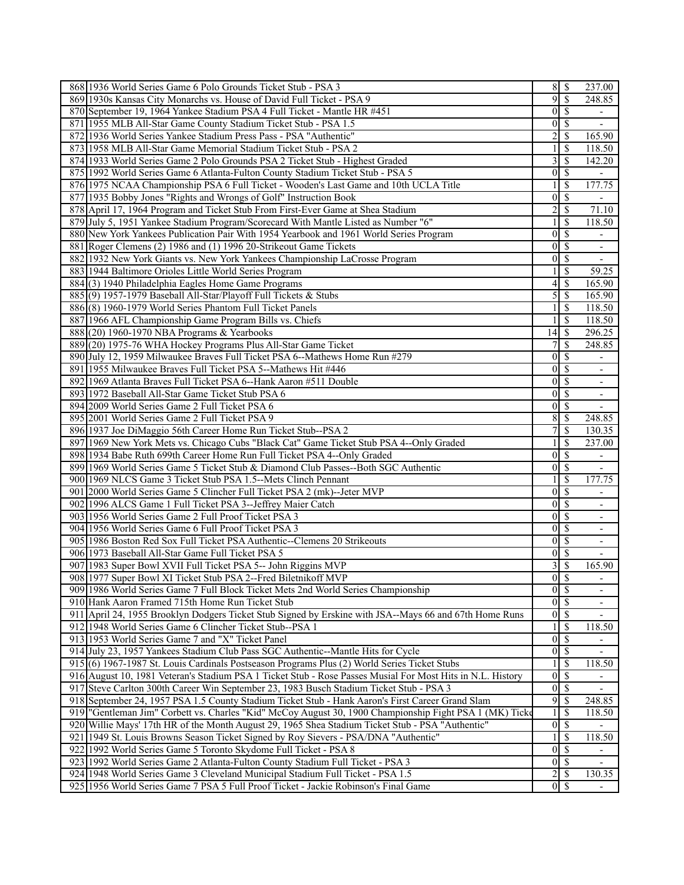| | | | | |
|---|---|---|---|---|
| 868 | 1936 World Series Game 6 Polo Grounds Ticket Stub - PSA 3 | 8 | $ | 237.00 |
| 869 | 1930s Kansas City Monarchs vs. House of David Full Ticket - PSA 9 | 9 | $ | 248.85 |
| 870 | September 19, 1964 Yankee Stadium PSA 4 Full Ticket - Mantle HR #451 | 0 | $ | - |
| 871 | 1955 MLB All-Star Game County Stadium Ticket Stub - PSA 1.5 | 0 | $ | - |
| 872 | 1936 World Series Yankee Stadium Press Pass - PSA "Authentic" | 2 | $ | 165.90 |
| 873 | 1958 MLB All-Star Game Memorial Stadium Ticket Stub - PSA 2 | 1 | $ | 118.50 |
| 874 | 1933 World Series Game 2 Polo Grounds PSA 2 Ticket Stub - Highest Graded | 3 | $ | 142.20 |
| 875 | 1992 World Series Game 6 Atlanta-Fulton County Stadium Ticket Stub - PSA 5 | 0 | $ | - |
| 876 | 1975 NCAA Championship PSA 6 Full Ticket - Wooden's Last Game and 10th UCLA Title | 1 | $ | 177.75 |
| 877 | 1935 Bobby Jones "Rights and Wrongs of Golf" Instruction Book | 0 | $ | - |
| 878 | April 17, 1964 Program and Ticket Stub From First-Ever Game at Shea Stadium | 2 | $ | 71.10 |
| 879 | July 5, 1951 Yankee Stadium Program/Scorecard With Mantle Listed as Number "6" | 1 | $ | 118.50 |
| 880 | New York Yankees Publication Pair With 1954 Yearbook and 1961 World Series Program | 0 | $ | - |
| 881 | Roger Clemens (2) 1986 and (1) 1996 20-Strikeout Game Tickets | 0 | $ | - |
| 882 | 1932 New York Giants vs. New York Yankees Championship LaCrosse Program | 0 | $ | - |
| 883 | 1944 Baltimore Orioles Little World Series Program | 1 | $ | 59.25 |
| 884 | (3) 1940 Philadelphia Eagles Home Game Programs | 4 | $ | 165.90 |
| 885 | (9) 1957-1979 Baseball All-Star/Playoff Full Tickets & Stubs | 5 | $ | 165.90 |
| 886 | (8) 1960-1979 World Series Phantom Full Ticket Panels | 1 | $ | 118.50 |
| 887 | 1966 AFL Championship Game Program Bills vs. Chiefs | 1 | $ | 118.50 |
| 888 | (20) 1960-1970 NBA Programs & Yearbooks | 14 | $ | 296.25 |
| 889 | (20) 1975-76 WHA Hockey Programs Plus All-Star Game Ticket | 7 | $ | 248.85 |
| 890 | July 12, 1959 Milwaukee Braves Full Ticket PSA 6--Mathews Home Run #279 | 0 | $ | - |
| 891 | 1955 Milwaukee Braves Full Ticket PSA 5--Mathews Hit #446 | 0 | $ | - |
| 892 | 1969 Atlanta Braves Full Ticket PSA 6--Hank Aaron #511 Double | 0 | $ | - |
| 893 | 1972 Baseball All-Star Game Ticket Stub PSA 6 | 0 | $ | - |
| 894 | 2009 World Series Game 2 Full Ticket PSA 6 | 0 | $ | - |
| 895 | 2001 World Series Game 2 Full Ticket PSA 9 | 8 | $ | 248.85 |
| 896 | 1937 Joe DiMaggio 56th Career Home Run Ticket Stub--PSA 2 | 7 | $ | 130.35 |
| 897 | 1969 New York Mets vs. Chicago Cubs "Black Cat" Game Ticket Stub PSA 4--Only Graded | 1 | $ | 237.00 |
| 898 | 1934 Babe Ruth 699th Career Home Run Full Ticket PSA 4--Only Graded | 0 | $ | - |
| 899 | 1969 World Series Game 5 Ticket Stub & Diamond Club Passes--Both SGC Authentic | 0 | $ | - |
| 900 | 1969 NLCS Game 3 Ticket Stub PSA 1.5--Mets Clinch Pennant | 1 | $ | 177.75 |
| 901 | 2000 World Series Game 5 Clincher Full Ticket PSA 2 (mk)--Jeter MVP | 0 | $ | - |
| 902 | 1996 ALCS Game 1 Full Ticket PSA 3--Jeffrey Maier Catch | 0 | $ | - |
| 903 | 1956 World Series Game 2 Full Proof Ticket PSA 3 | 0 | $ | - |
| 904 | 1956 World Series Game 6 Full Proof Ticket PSA 3 | 0 | $ | - |
| 905 | 1986 Boston Red Sox Full Ticket PSA Authentic--Clemens 20 Strikeouts | 0 | $ | - |
| 906 | 1973 Baseball All-Star Game Full Ticket PSA 5 | 0 | $ | - |
| 907 | 1983 Super Bowl XVII Full Ticket PSA 5-- John Riggins MVP | 3 | $ | 165.90 |
| 908 | 1977 Super Bowl XI Ticket Stub PSA 2--Fred Biletnikoff MVP | 0 | $ | - |
| 909 | 1986 World Series Game 7 Full Block Ticket Mets 2nd World Series Championship | 0 | $ | - |
| 910 | Hank Aaron Framed 715th Home Run Ticket Stub | 0 | $ | - |
| 911 | April 24, 1955 Brooklyn Dodgers Ticket Stub Signed by Erskine with JSA--Mays 66 and 67th Home Runs | 0 | $ | - |
| 912 | 1948 World Series Game 6 Clincher Ticket Stub--PSA 1 | 1 | $ | 118.50 |
| 913 | 1953 World Series Game 7 and "X" Ticket Panel | 0 | $ | - |
| 914 | July 23, 1957 Yankees Stadium Club Pass SGC Authentic--Mantle Hits for Cycle | 0 | $ | - |
| 915 | (6) 1967-1987 St. Louis Cardinals Postseason Programs Plus (2) World Series Ticket Stubs | 1 | $ | 118.50 |
| 916 | August 10, 1981 Veteran's Stadium PSA 1 Ticket Stub - Rose Passes Musial For Most Hits in N.L. History | 0 | $ | - |
| 917 | Steve Carlton 300th Career Win September 23, 1983 Busch Stadium Ticket Stub - PSA 3 | 0 | $ | - |
| 918 | September 24, 1957 PSA 1.5 County Stadium Ticket Stub - Hank Aaron's First Career Grand Slam | 9 | $ | 248.85 |
| 919 | "Gentleman Jim" Corbett vs. Charles "Kid" McCoy August 30, 1900 Championship Fight PSA 1 (MK) Ticke | 1 | $ | 118.50 |
| 920 | Willie Mays' 17th HR of the Month August 29, 1965 Shea Stadium Ticket Stub - PSA "Authentic" | 0 | $ | - |
| 921 | 1949 St. Louis Browns Season Ticket Signed by Roy Sievers - PSA/DNA "Authentic" | 1 | $ | 118.50 |
| 922 | 1992 World Series Game 5 Toronto Skydome Full Ticket - PSA 8 | 0 | $ | - |
| 923 | 1992 World Series Game 2 Atlanta-Fulton County Stadium Full Ticket - PSA 3 | 0 | $ | - |
| 924 | 1948 World Series Game 3 Cleveland Municipal Stadium Full Ticket - PSA 1.5 | 2 | $ | 130.35 |
| 925 | 1956 World Series Game 7 PSA 5 Full Proof Ticket - Jackie Robinson's Final Game | 0 | $ | - |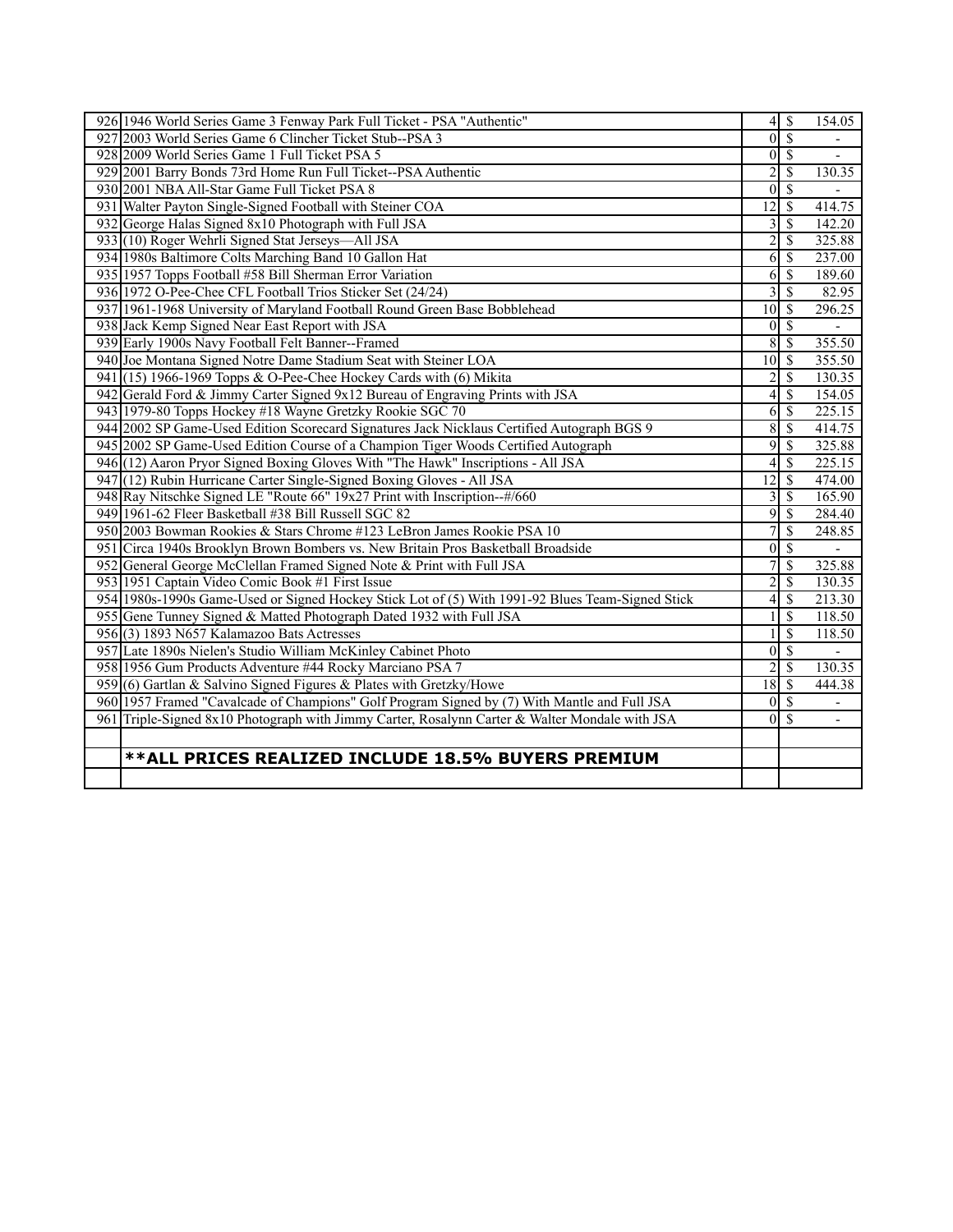| | | | | |
|---|---|---|---|---|
| 926 | 1946 World Series Game 3 Fenway Park Full Ticket - PSA "Authentic" | 4 | $ | 154.05 |
| 927 | 2003 World Series Game 6 Clincher Ticket Stub--PSA 3 | 0 | $ | - |
| 928 | 2009 World Series Game 1 Full Ticket PSA 5 | 0 | $ | - |
| 929 | 2001 Barry Bonds 73rd Home Run Full Ticket--PSA Authentic | 2 | $ | 130.35 |
| 930 | 2001 NBA All-Star Game Full Ticket PSA 8 | 0 | $ | - |
| 931 | Walter Payton Single-Signed Football with Steiner COA | 12 | $ | 414.75 |
| 932 | George Halas Signed 8x10 Photograph with Full JSA | 3 | $ | 142.20 |
| 933 | (10) Roger Wehrli Signed Stat Jerseys—All JSA | 2 | $ | 325.88 |
| 934 | 1980s Baltimore Colts Marching Band 10 Gallon Hat | 6 | $ | 237.00 |
| 935 | 1957 Topps Football #58 Bill Sherman Error Variation | 6 | $ | 189.60 |
| 936 | 1972 O-Pee-Chee CFL Football Trios Sticker Set (24/24) | 3 | $ | 82.95 |
| 937 | 1961-1968 University of Maryland Football Round Green Base Bobblehead | 10 | $ | 296.25 |
| 938 | Jack Kemp Signed Near East Report with JSA | 0 | $ | - |
| 939 | Early 1900s Navy Football Felt Banner--Framed | 8 | $ | 355.50 |
| 940 | Joe Montana Signed Notre Dame Stadium Seat with Steiner LOA | 10 | $ | 355.50 |
| 941 | (15) 1966-1969 Topps & O-Pee-Chee Hockey Cards with (6) Mikita | 2 | $ | 130.35 |
| 942 | Gerald Ford & Jimmy Carter Signed 9x12 Bureau of Engraving Prints with JSA | 4 | $ | 154.05 |
| 943 | 1979-80 Topps Hockey #18 Wayne Gretzky Rookie SGC 70 | 6 | $ | 225.15 |
| 944 | 2002 SP Game-Used Edition Scorecard Signatures Jack Nicklaus Certified Autograph BGS 9 | 8 | $ | 414.75 |
| 945 | 2002 SP Game-Used Edition Course of a Champion Tiger Woods Certified Autograph | 9 | $ | 325.88 |
| 946 | (12) Aaron Pryor Signed Boxing Gloves With "The Hawk" Inscriptions - All JSA | 4 | $ | 225.15 |
| 947 | (12) Rubin Hurricane Carter Single-Signed Boxing Gloves - All JSA | 12 | $ | 474.00 |
| 948 | Ray Nitschke Signed LE "Route 66" 19x27 Print with Inscription--#/660 | 3 | $ | 165.90 |
| 949 | 1961-62 Fleer Basketball #38 Bill Russell SGC 82 | 9 | $ | 284.40 |
| 950 | 2003 Bowman Rookies & Stars Chrome #123 LeBron James Rookie PSA 10 | 7 | $ | 248.85 |
| 951 | Circa 1940s Brooklyn Brown Bombers vs. New Britain Pros Basketball Broadside | 0 | $ | - |
| 952 | General George McClellan Framed Signed Note & Print with Full JSA | 7 | $ | 325.88 |
| 953 | 1951 Captain Video Comic Book #1 First Issue | 2 | $ | 130.35 |
| 954 | 1980s-1990s Game-Used or Signed Hockey Stick Lot of (5) With 1991-92 Blues Team-Signed Stick | 4 | $ | 213.30 |
| 955 | Gene Tunney Signed & Matted Photograph Dated 1932 with Full JSA | 1 | $ | 118.50 |
| 956 | (3) 1893 N657 Kalamazoo Bats Actresses | 1 | $ | 118.50 |
| 957 | Late 1890s Nielen's Studio William McKinley Cabinet Photo | 0 | $ | - |
| 958 | 1956 Gum Products Adventure #44 Rocky Marciano PSA 7 | 2 | $ | 130.35 |
| 959 | (6) Gartlan & Salvino Signed Figures & Plates with Gretzky/Howe | 18 | $ | 444.38 |
| 960 | 1957 Framed "Cavalcade of Champions" Golf Program Signed by (7) With Mantle and Full JSA | 0 | $ | - |
| 961 | Triple-Signed 8x10 Photograph with Jimmy Carter, Rosalynn Carter & Walter Mondale with JSA | 0 | $ | - |
| | | | | |
| | **\*\*ALL PRICES REALIZED INCLUDE 18.5% BUYERS PREMIUM** | | | |
| | | | | |